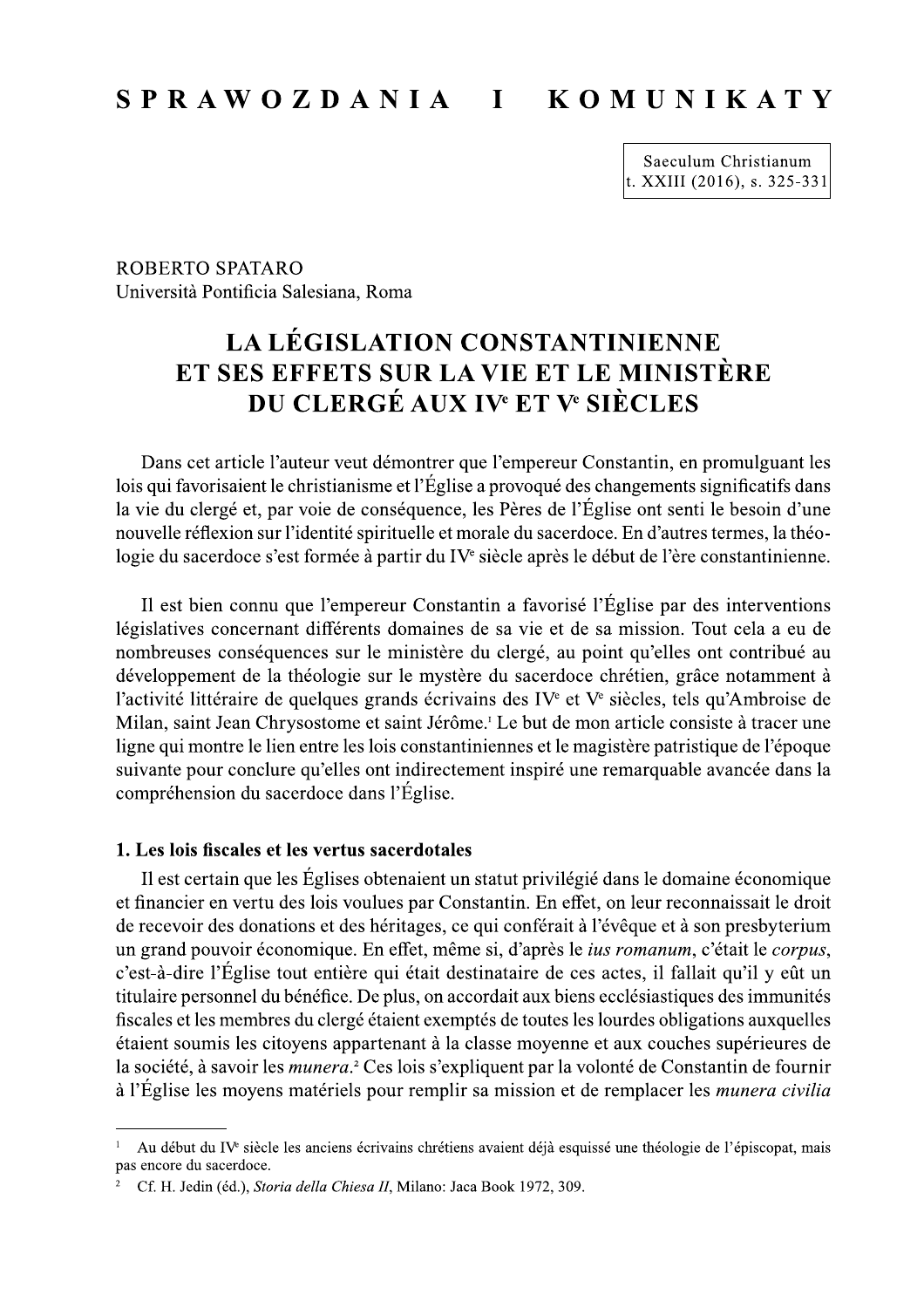# SPRAWOZDANIA I KOMUNIKATY

ROBERTO SPATARO
Università Pontificia Salesiana, Roma

## LA LÉGISLATION CONSTANTINIENNE ET SES EFFETS SUR LA VIE ET LE MINISTÈRE DU CLERGÉ AUX IVe ET Ve SIÈCLES

Dans cet article l'auteur veut démontrer que l'empereur Constantin, en promulguant les lois qui favorisaient le christianisme et l'Église a provoqué des changements significatifs dans la vie du clergé et, par voie de conséquence, les Pères de l'Église ont senti le besoin d'une nouvelle réflexion sur l'identité spirituelle et morale du sacerdoce. En d'autres termes, la théologie du sacerdoce s'est formée à partir du IVe siècle après le début de l'ère constantinienne.

Il est bien connu que l'empereur Constantin a favorisé l'Église par des interventions législatives concernant différents domaines de sa vie et de sa mission. Tout cela a eu de nombreuses conséquences sur le ministère du clergé, au point qu'elles ont contribué au développement de la théologie sur le mystère du sacerdoce chrétien, grâce notamment à l'activité littéraire de quelques grands écrivains des IVe et Ve siècles, tels qu'Ambroise de Milan, saint Jean Chrysostome et saint Jérôme.[1] Le but de mon article consiste à tracer une ligne qui montre le lien entre les lois constantiniennes et le magistère patristique de l'époque suivante pour conclure qu'elles ont indirectement inspiré une remarquable avancée dans la compréhension du sacerdoce dans l'Église.

### 1. Les lois fiscales et les vertus sacerdotales

Il est certain que les Églises obtenaient un statut privilégié dans le domaine économique et financier en vertu des lois voulues par Constantin. En effet, on leur reconnaissait le droit de recevoir des donations et des héritages, ce qui conférait à l'évêque et à son presbyterium un grand pouvoir économique. En effet, même si, d'après le *ius romanum*, c'était le *corpus*, c'est-à-dire l'Église tout entière qui était destinataire de ces actes, il fallait qu'il y eût un titulaire personnel du bénéfice. De plus, on accordait aux biens ecclésiastiques des immunités fiscales et les membres du clergé étaient exemptés de toutes les lourdes obligations auxquelles étaient soumis les citoyens appartenant à la classe moyenne et aux couches supérieures de la société, à savoir les *munera*.[2] Ces lois s'expliquent par la volonté de Constantin de fournir à l'Église les moyens matériels pour remplir sa mission et de remplacer les *munera civilia*

---

[1] Au début du IVe siècle les anciens écrivains chrétiens avaient déjà esquissé une théologie de l'épiscopat, mais pas encore du sacerdoce.

[2] Cf. H. Jedin (éd.), *Storia della Chiesa II*, Milano: Jaca Book 1972, 309.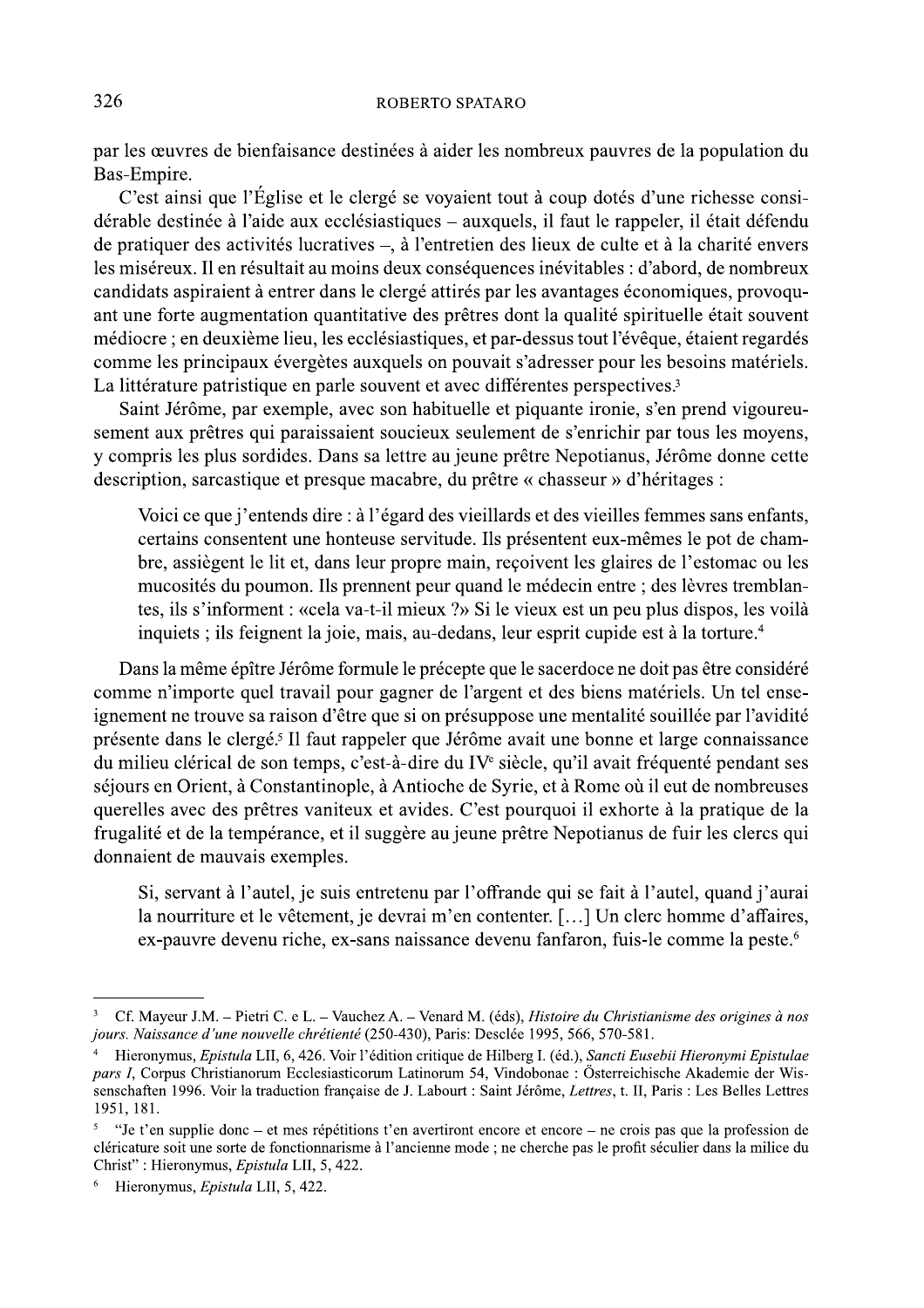par les œuvres de bienfaisance destinées à aider les nombreux pauvres de la population du Bas-Empire.

C'est ainsi que l'Église et le clergé se voyaient tout à coup dotés d'une richesse considérable destinée à l'aide aux ecclésiastiques – auxquels, il faut le rappeler, il était défendu de pratiquer des activités lucratives –, à l'entretien des lieux de culte et à la charité envers les miséreux. Il en résultait au moins deux conséquences inévitables : d'abord, de nombreux candidats aspiraient à entrer dans le clergé attirés par les avantages économiques, provoquant une forte augmentation quantitative des prêtres dont la qualité spirituelle était souvent médiocre ; en deuxième lieu, les ecclésiastiques, et par-dessus tout l'évêque, étaient regardés comme les principaux évergètes auxquels on pouvait s'adresser pour les besoins matériels. La littérature patristique en parle souvent et avec différentes perspectives.[3]

Saint Jérôme, par exemple, avec son habituelle et piquante ironie, s'en prend vigoureusement aux prêtres qui paraissaient soucieux seulement de s'enrichir par tous les moyens, y compris les plus sordides. Dans sa lettre au jeune prêtre Nepotianus, Jérôme donne cette description, sarcastique et presque macabre, du prêtre « chasseur » d'héritages :

> Voici ce que j'entends dire : à l'égard des vieillards et des vieilles femmes sans enfants, certains consentent une honteuse servitude. Ils présentent eux-mêmes le pot de chambre, assiègent le lit et, dans leur propre main, reçoivent les glaires de l'estomac ou les mucosités du poumon. Ils prennent peur quand le médecin entre ; des lèvres tremblantes, ils s'informent : «cela va-t-il mieux ?» Si le vieux est un peu plus dispos, les voilà inquiets ; ils feignent la joie, mais, au-dedans, leur esprit cupide est à la torture.[4]

Dans la même épître Jérôme formule le précepte que le sacerdoce ne doit pas être considéré comme n'importe quel travail pour gagner de l'argent et des biens matériels. Un tel enseignement ne trouve sa raison d'être que si on présuppose une mentalité souillée par l'avidité présente dans le clergé.[5] Il faut rappeler que Jérôme avait une bonne et large connaissance du milieu clérical de son temps, c'est-à-dire du IVe siècle, qu'il avait fréquenté pendant ses séjours en Orient, à Constantinople, à Antioche de Syrie, et à Rome où il eut de nombreuses querelles avec des prêtres vaniteux et avides. C'est pourquoi il exhorte à la pratique de la frugalité et de la tempérance, et il suggère au jeune prêtre Nepotianus de fuir les clercs qui donnaient de mauvais exemples.

> Si, servant à l'autel, je suis entretenu par l'offrande qui se fait à l'autel, quand j'aurai la nourriture et le vêtement, je devrai m'en contenter. [...] Un clerc homme d'affaires, ex-pauvre devenu riche, ex-sans naissance devenu fanfaron, fuis-le comme la peste.[6]

---

[3] Cf. Mayeur J.M. – Pietri C. e L. – Vauchez A. – Venard M. (éds), *Histoire du Christianisme des origines à nos jours. Naissance d'une nouvelle chrétienté* (250-430), Paris: Desclée 1995, 566, 570-581.

[4] Hieronymus, *Epistula* LII, 6, 426. Voir l'édition critique de Hilberg I. (éd.), *Sancti Eusebii Hieronymi Epistulae pars I*, Corpus Christianorum Ecclesiasticorum Latinorum 54, Vindobonae : Österreichische Akademie der Wissenschaften 1996. Voir la traduction française de J. Labourt : Saint Jérôme, *Lettres*, t. II, Paris : Les Belles Lettres 1951, 181.

[5] "Je t'en supplie donc – et mes répétitions t'en avertiront encore et encore – ne crois pas que la profession de cléricature soit une sorte de fonctionnarisme à l'ancienne mode ; ne cherche pas le profit séculier dans la milice du Christ" : Hieronymus, *Epistula* LII, 5, 422.

[6] Hieronymus, *Epistula* LII, 5, 422.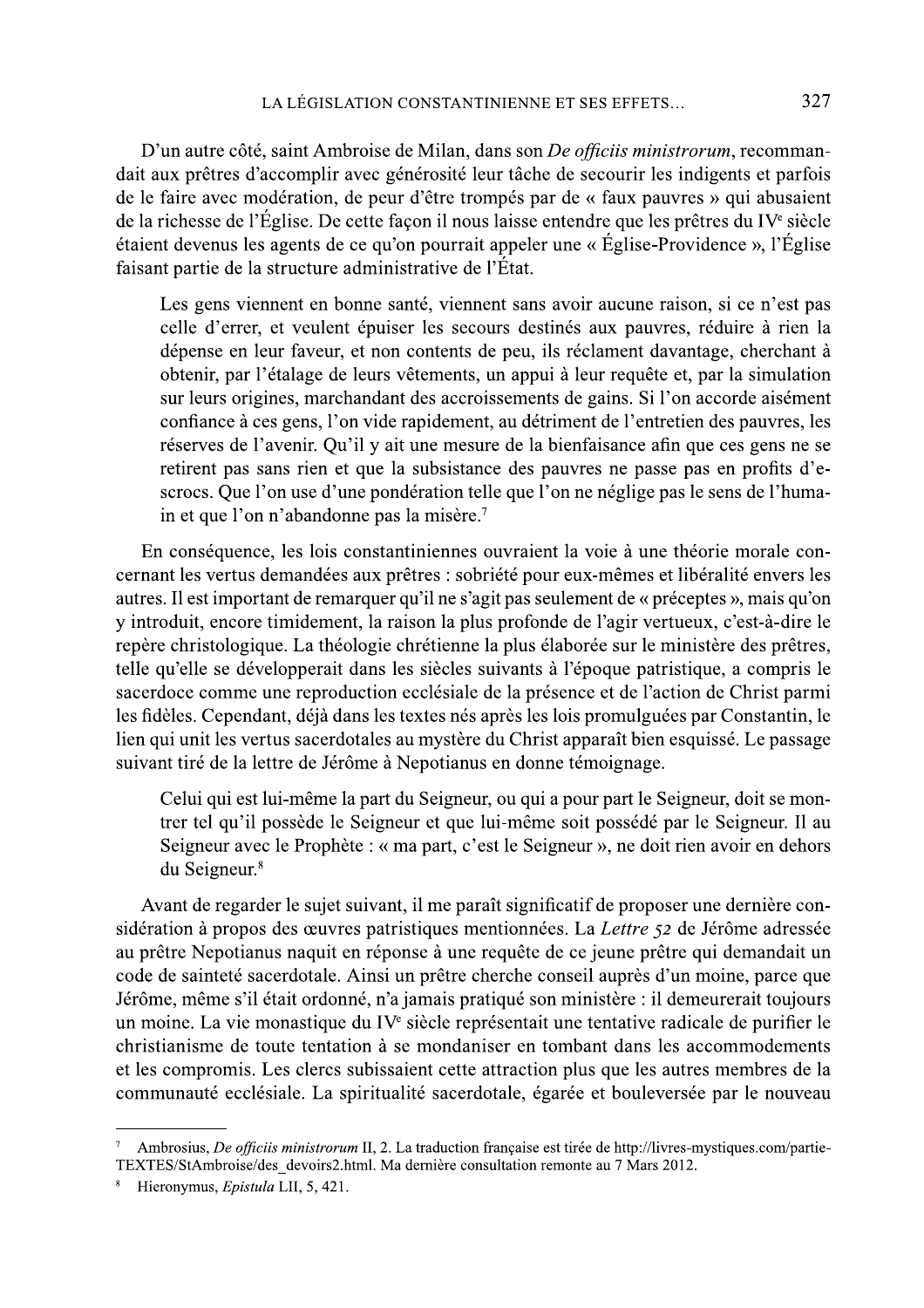D'un autre côté, saint Ambroise de Milan, dans son *De officiis ministrorum*, recommandait aux prêtres d'accomplir avec générosité leur tâche de secourir les indigents et parfois de le faire avec modération, de peur d'être trompés par de « faux pauvres » qui abusaient de la richesse de l'Église. De cette façon il nous laisse entendre que les prêtres du IV[e] siècle étaient devenus les agents de ce qu'on pourrait appeler une « Église-Providence », l'Église faisant partie de la structure administrative de l'État.

> Les gens viennent en bonne santé, viennent sans avoir aucune raison, si ce n'est pas celle d'errer, et veulent épuiser les secours destinés aux pauvres, réduire à rien la dépense en leur faveur, et non contents de peu, ils réclament davantage, cherchant à obtenir, par l'étalage de leurs vêtements, un appui à leur requête et, par la simulation sur leurs origines, marchandant des accroissements de gains. Si l'on accorde aisément confiance à ces gens, l'on vide rapidement, au détriment de l'entretien des pauvres, les réserves de l'avenir. Qu'il y ait une mesure de la bienfaisance afin que ces gens ne se retirent pas sans rien et que la subsistance des pauvres ne passe pas en profits d'escrocs. Que l'on use d'une pondération telle que l'on ne néglige pas le sens de l'humain et que l'on n'abandonne pas la misère.[7]

En conséquence, les lois constantiniennes ouvraient la voie à une théorie morale concernant les vertus demandées aux prêtres : sobriété pour eux-mêmes et libéralité envers les autres. Il est important de remarquer qu'il ne s'agit pas seulement de « préceptes », mais qu'on y introduit, encore timidement, la raison la plus profonde de l'agir vertueux, c'est-à-dire le repère christologique. La théologie chrétienne la plus élaborée sur le ministère des prêtres, telle qu'elle se développerait dans les siècles suivants à l'époque patristique, a compris le sacerdoce comme une reproduction ecclésiale de la présence et de l'action de Christ parmi les fidèles. Cependant, déjà dans les textes nés après les lois promulguées par Constantin, le lien qui unit les vertus sacerdotales au mystère du Christ apparaît bien esquissé. Le passage suivant tiré de la lettre de Jérôme à Nepotianus en donne témoignage.

> Celui qui est lui-même la part du Seigneur, ou qui a pour part le Seigneur, doit se montrer tel qu'il possède le Seigneur et que lui-même soit possédé par le Seigneur. Il au Seigneur avec le Prophète : « ma part, c'est le Seigneur », ne doit rien avoir en dehors du Seigneur.[8]

Avant de regarder le sujet suivant, il me paraît significatif de proposer une dernière considération à propos des œuvres patristiques mentionnées. La *Lettre 52* de Jérôme adressée au prêtre Nepotianus naquit en réponse à une requête de ce jeune prêtre qui demandait un code de sainteté sacerdotale. Ainsi un prêtre cherche conseil auprès d'un moine, parce que Jérôme, même s'il était ordonné, n'a jamais pratiqué son ministère : il demeurerait toujours un moine. La vie monastique du IV[e] siècle représentait une tentative radicale de purifier le christianisme de toute tentation à se mondaniser en tombant dans les accommodements et les compromis. Les clercs subissaient cette attraction plus que les autres membres de la communauté ecclésiale. La spiritualité sacerdotale, égarée et bouleversée par le nouveau

---

[7] Ambrosius, *De officiis ministrorum* II, 2. La traduction française est tirée de http://livres-mystiques.com/partieTEXTES/StAmbroise/des_devoirs2.html. Ma dernière consultation remonte au 7 Mars 2012.

[8] Hieronymus, *Epistula* LII, 5, 421.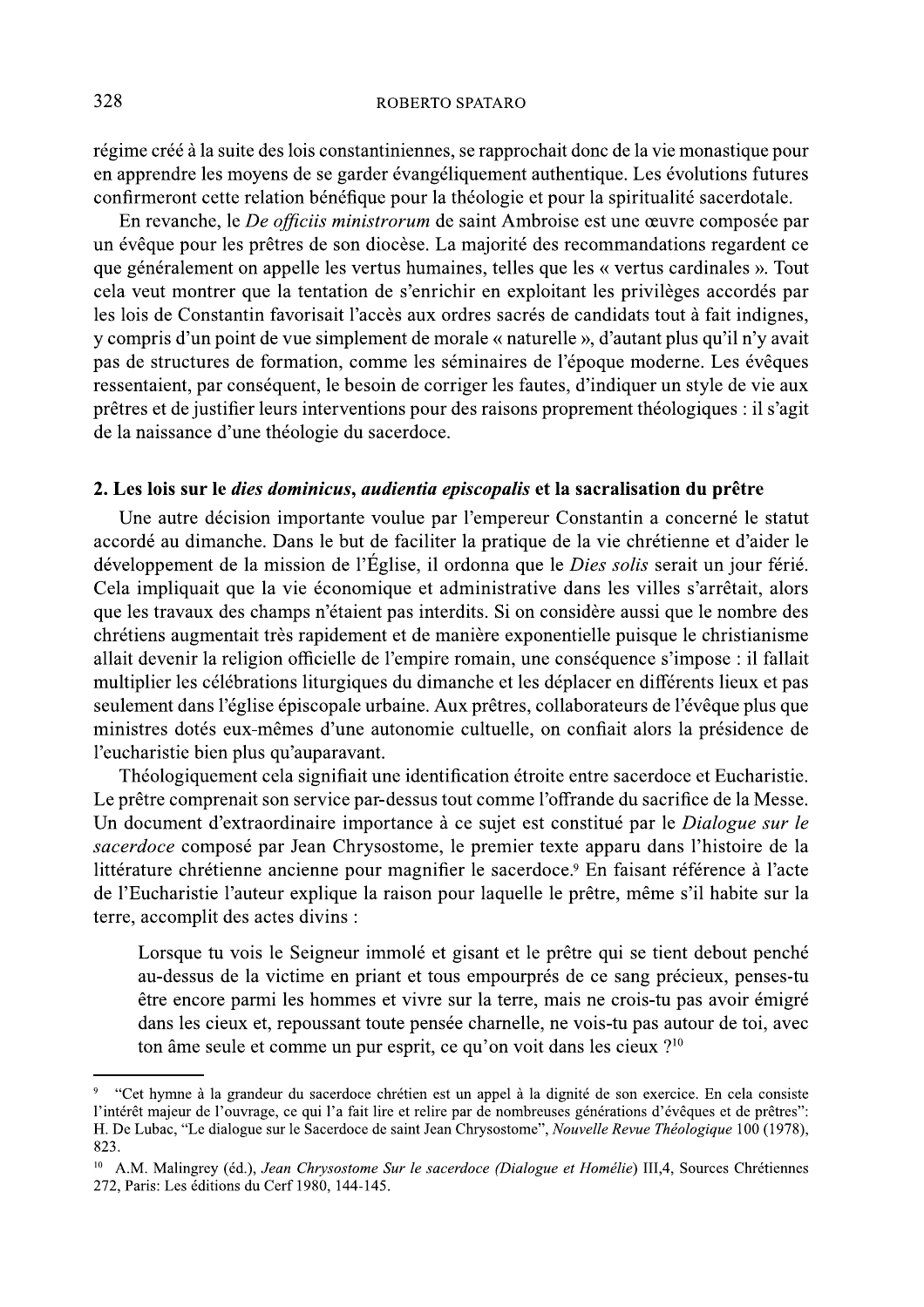régime créé à la suite des lois constantiniennes, se rapprochait donc de la vie monastique pour en apprendre les moyens de se garder évangéliquement authentique. Les évolutions futures confirmeront cette relation bénéfique pour la théologie et pour la spiritualité sacerdotale.

En revanche, le *De officiis ministrorum* de saint Ambroise est une œuvre composée par un évêque pour les prêtres de son diocèse. La majorité des recommandations regardent ce que généralement on appelle les vertus humaines, telles que les « vertus cardinales ». Tout cela veut montrer que la tentation de s'enrichir en exploitant les privilèges accordés par les lois de Constantin favorisait l'accès aux ordres sacrés de candidats tout à fait indignes, y compris d'un point de vue simplement de morale « naturelle », d'autant plus qu'il n'y avait pas de structures de formation, comme les séminaires de l'époque moderne. Les évêques ressentaient, par conséquent, le besoin de corriger les fautes, d'indiquer un style de vie aux prêtres et de justifier leurs interventions pour des raisons proprement théologiques : il s'agit de la naissance d'une théologie du sacerdoce.

## 2. Les lois sur le *dies dominicus*, *audientia episcopalis* et la sacralisation du prêtre

Une autre décision importante voulue par l'empereur Constantin a concerné le statut accordé au dimanche. Dans le but de faciliter la pratique de la vie chrétienne et d'aider le développement de la mission de l'Église, il ordonna que le *Dies solis* serait un jour férié. Cela impliquait que la vie économique et administrative dans les villes s'arrêtait, alors que les travaux des champs n'étaient pas interdits. Si on considère aussi que le nombre des chrétiens augmentait très rapidement et de manière exponentielle puisque le christianisme allait devenir la religion officielle de l'empire romain, une conséquence s'impose : il fallait multiplier les célébrations liturgiques du dimanche et les déplacer en différents lieux et pas seulement dans l'église épiscopale urbaine. Aux prêtres, collaborateurs de l'évêque plus que ministres dotés eux-mêmes d'une autonomie cultuelle, on confiait alors la présidence de l'eucharistie bien plus qu'auparavant.

Théologiquement cela signifiait une identification étroite entre sacerdoce et Eucharistie. Le prêtre comprenait son service par-dessus tout comme l'offrande du sacrifice de la Messe. Un document d'extraordinaire importance à ce sujet est constitué par le *Dialogue sur le sacerdoce* composé par Jean Chrysostome, le premier texte apparu dans l'histoire de la littérature chrétienne ancienne pour magnifier le sacerdoce.[9] En faisant référence à l'acte de l'Eucharistie l'auteur explique la raison pour laquelle le prêtre, même s'il habite sur la terre, accomplit des actes divins :

> Lorsque tu vois le Seigneur immolé et gisant et le prêtre qui se tient debout penché au-dessus de la victime en priant et tous empourprés de ce sang précieux, penses-tu être encore parmi les hommes et vivre sur la terre, mais ne crois-tu pas avoir émigré dans les cieux et, repoussant toute pensée charnelle, ne vois-tu pas autour de toi, avec ton âme seule et comme un pur esprit, ce qu'on voit dans les cieux ?[10]

---

[9] "Cet hymne à la grandeur du sacerdoce chrétien est un appel à la dignité de son exercice. En cela consiste l'intérêt majeur de l'ouvrage, ce qui l'a fait lire et relire par de nombreuses générations d'évêques et de prêtres": H. De Lubac, "Le dialogue sur le Sacerdoce de saint Jean Chrysostome", *Nouvelle Revue Théologique* 100 (1978), 823.

[10] A.M. Malingrey (éd.), *Jean Chrysostome Sur le sacerdoce (Dialogue et Homélie)* III,4, Sources Chrétiennes 272, Paris: Les éditions du Cerf 1980, 144-145.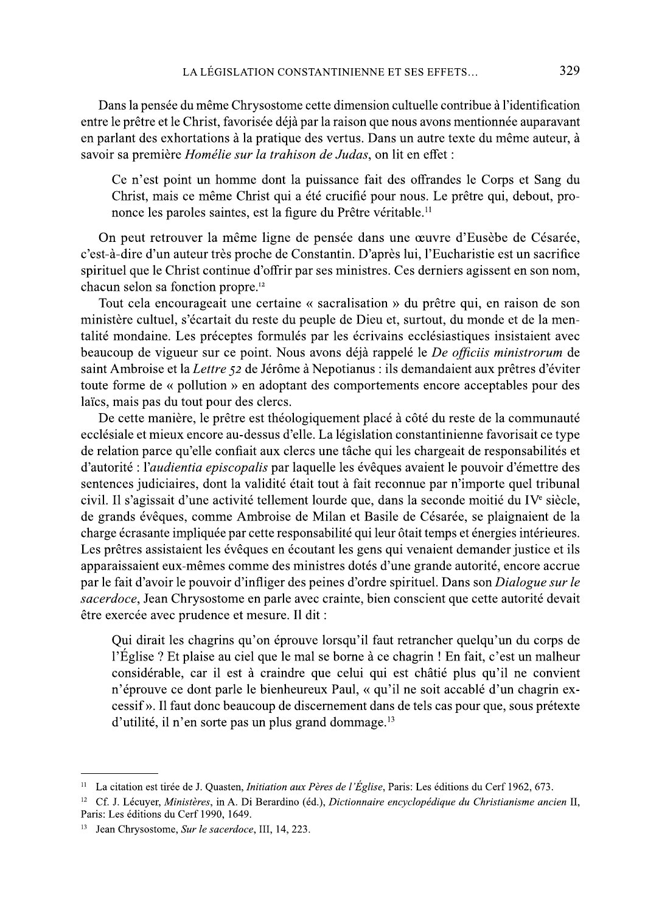Dans la pensée du même Chrysostome cette dimension cultuelle contribue à l'identification entre le prêtre et le Christ, favorisée déjà par la raison que nous avons mentionnée auparavant en parlant des exhortations à la pratique des vertus. Dans un autre texte du même auteur, à savoir sa première *Homélie sur la trahison de Judas*, on lit en effet :

> Ce n'est point un homme dont la puissance fait des offrandes le Corps et Sang du Christ, mais ce même Christ qui a été crucifié pour nous. Le prêtre qui, debout, prononce les paroles saintes, est la figure du Prêtre véritable.[11]

On peut retrouver la même ligne de pensée dans une œuvre d'Eusèbe de Césarée, c'est-à-dire d'un auteur très proche de Constantin. D'après lui, l'Eucharistie est un sacrifice spirituel que le Christ continue d'offrir par ses ministres. Ces derniers agissent en son nom, chacun selon sa fonction propre.[12]

Tout cela encourageait une certaine « sacralisation » du prêtre qui, en raison de son ministère cultuel, s'écartait du reste du peuple de Dieu et, surtout, du monde et de la mentalité mondaine. Les préceptes formulés par les écrivains ecclésiastiques insistaient avec beaucoup de vigueur sur ce point. Nous avons déjà rappelé le *De officiis ministrorum* de saint Ambroise et la *Lettre 52* de Jérôme à Nepotianus : ils demandaient aux prêtres d'éviter toute forme de « pollution » en adoptant des comportements encore acceptables pour des laïcs, mais pas du tout pour des clercs.

De cette manière, le prêtre est théologiquement placé à côté du reste de la communauté ecclésiale et mieux encore au-dessus d'elle. La législation constantinienne favorisait ce type de relation parce qu'elle confiait aux clercs une tâche qui les chargeait de responsabilités et d'autorité : l'*audientia episcopalis* par laquelle les évêques avaient le pouvoir d'émettre des sentences judiciaires, dont la validité était tout à fait reconnue par n'importe quel tribunal civil. Il s'agissait d'une activité tellement lourde que, dans la seconde moitié du IV^e siècle, de grands évêques, comme Ambroise de Milan et Basile de Césarée, se plaignaient de la charge écrasante impliquée par cette responsabilité qui leur ôtait temps et énergies intérieures. Les prêtres assistaient les évêques en écoutant les gens qui venaient demander justice et ils apparaissaient eux-mêmes comme des ministres dotés d'une grande autorité, encore accrue par le fait d'avoir le pouvoir d'infliger des peines d'ordre spirituel. Dans son *Dialogue sur le sacerdoce*, Jean Chrysostome en parle avec crainte, bien conscient que cette autorité devait être exercée avec prudence et mesure. Il dit :

> Qui dirait les chagrins qu'on éprouve lorsqu'il faut retrancher quelqu'un du corps de l'Église ? Et plaise au ciel que le mal se borne à ce chagrin ! En fait, c'est un malheur considérable, car il est à craindre que celui qui est châtié plus qu'il ne convient n'éprouve ce dont parle le bienheureux Paul, « qu'il ne soit accablé d'un chagrin excessif ». Il faut donc beaucoup de discernement dans de tels cas pour que, sous prétexte d'utilité, il n'en sorte pas un plus grand dommage.[13]

---

[11] La citation est tirée de J. Quasten, *Initiation aux Pères de l'Église*, Paris: Les éditions du Cerf 1962, 673.

[12] Cf. J. Lécuyer, *Ministères*, in A. Di Berardino (éd.), *Dictionnaire encyclopédique du Christianisme ancien* II, Paris: Les éditions du Cerf 1990, 1649.

[13] Jean Chrysostome, *Sur le sacerdoce*, III, 14, 223.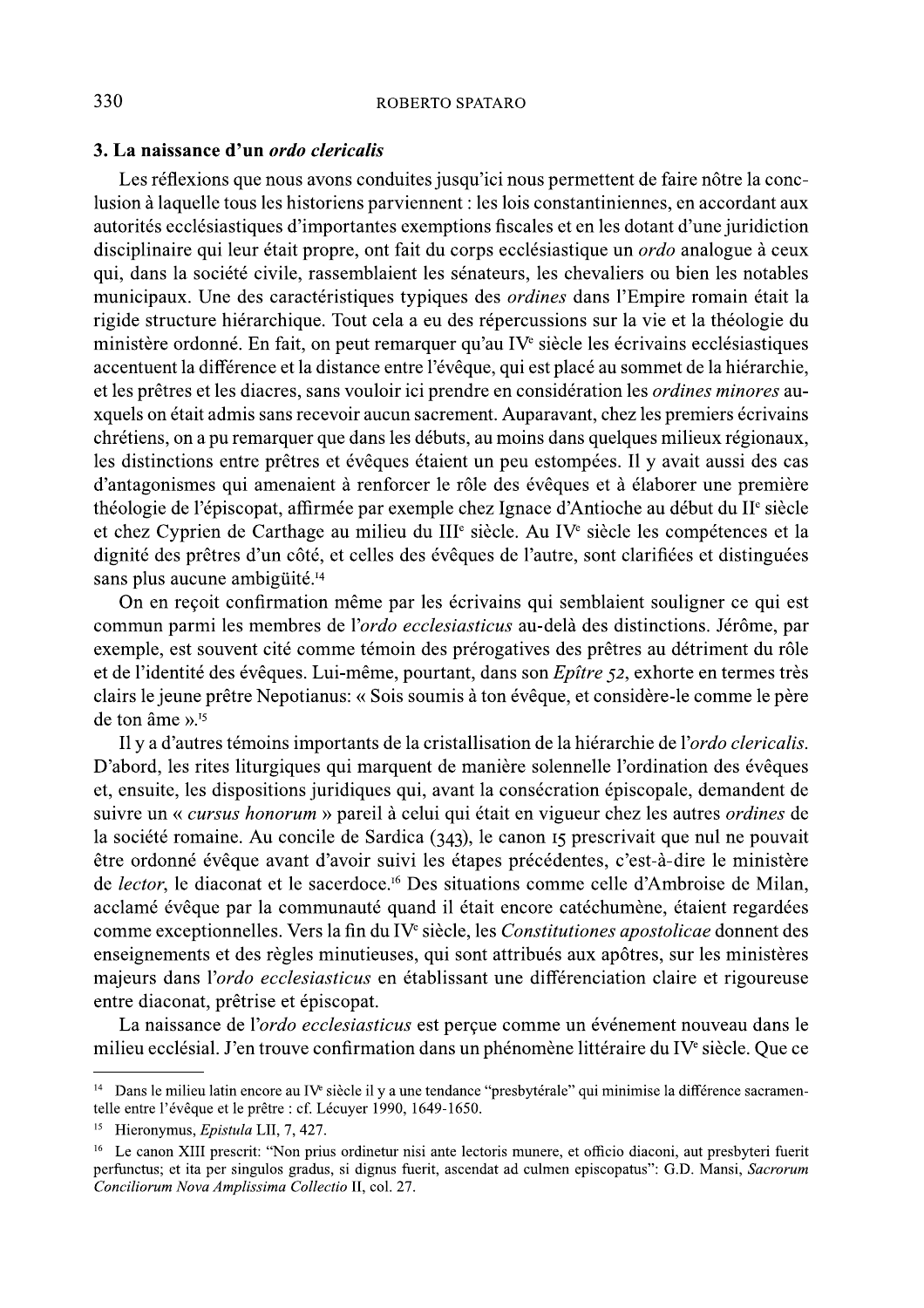### 3. La naissance d'un *ordo clericalis*

Les réflexions que nous avons conduites jusqu'ici nous permettent de faire nôtre la conclusion à laquelle tous les historiens parviennent : les lois constantiniennes, en accordant aux autorités ecclésiastiques d'importantes exemptions fiscales et en les dotant d'une juridiction disciplinaire qui leur était propre, ont fait du corps ecclésiastique un *ordo* analogue à ceux qui, dans la société civile, rassemblaient les sénateurs, les chevaliers ou bien les notables municipaux. Une des caractéristiques typiques des *ordines* dans l'Empire romain était la rigide structure hiérarchique. Tout cela a eu des répercussions sur la vie et la théologie du ministère ordonné. En fait, on peut remarquer qu'au IVe siècle les écrivains ecclésiastiques accentuent la différence et la distance entre l'évêque, qui est placé au sommet de la hiérarchie, et les prêtres et les diacres, sans vouloir ici prendre en considération les *ordines minores* auxquels on était admis sans recevoir aucun sacrement. Auparavant, chez les premiers écrivains chrétiens, on a pu remarquer que dans les débuts, au moins dans quelques milieux régionaux, les distinctions entre prêtres et évêques étaient un peu estompées. Il y avait aussi des cas d'antagonismes qui amenaient à renforcer le rôle des évêques et à élaborer une première théologie de l'épiscopat, affirmée par exemple chez Ignace d'Antioche au début du IIe siècle et chez Cyprien de Carthage au milieu du IIIe siècle. Au IVe siècle les compétences et la dignité des prêtres d'un côté, et celles des évêques de l'autre, sont clarifiées et distinguées sans plus aucune ambigüité.[14]

On en reçoit confirmation même par les écrivains qui semblaient souligner ce qui est commun parmi les membres de l'*ordo ecclesiasticus* au-delà des distinctions. Jérôme, par exemple, est souvent cité comme témoin des prérogatives des prêtres au détriment du rôle et de l'identité des évêques. Lui-même, pourtant, dans son *Epître 52*, exhorte en termes très clairs le jeune prêtre Nepotianus: « Sois soumis à ton évêque, et considère-le comme le père de ton âme ».[15]

Il y a d'autres témoins importants de la cristallisation de la hiérarchie de l'*ordo clericalis*. D'abord, les rites liturgiques qui marquent de manière solennelle l'ordination des évêques et, ensuite, les dispositions juridiques qui, avant la consécration épiscopale, demandent de suivre un « *cursus honorum* » pareil à celui qui était en vigueur chez les autres *ordines* de la société romaine. Au concile de Sardica (343), le canon 15 prescrivait que nul ne pouvait être ordonné évêque avant d'avoir suivi les étapes précédentes, c'est-à-dire le ministère de *lector*, le diaconat et le sacerdoce.[16] Des situations comme celle d'Ambroise de Milan, acclamé évêque par la communauté quand il était encore catéchumène, étaient regardées comme exceptionnelles. Vers la fin du IVe siècle, les *Constitutiones apostolicae* donnent des enseignements et des règles minutieuses, qui sont attribués aux apôtres, sur les ministères majeurs dans l'*ordo ecclesiasticus* en établissant une différenciation claire et rigoureuse entre diaconat, prêtrise et épiscopat.

La naissance de l'*ordo ecclesiasticus* est perçue comme un événement nouveau dans le milieu ecclésial. J'en trouve confirmation dans un phénomène littéraire du IVe siècle. Que ce

---

[14] Dans le milieu latin encore au IVe siècle il y a une tendance "presbytérale" qui minimise la différence sacramentelle entre l'évêque et le prêtre : cf. Lécuyer 1990, 1649-1650.

[15] Hieronymus, *Epistula* LII, 7, 427.

[16] Le canon XIII prescrit: "Non prius ordinetur nisi ante lectoris munere, et officio diaconi, aut presbyteri fuerit perfunctus; et ita per singulos gradus, si dignus fuerit, ascendat ad culmen episcopatus": G.D. Mansi, *Sacrorum Conciliorum Nova Amplissima Collectio* II, col. 27.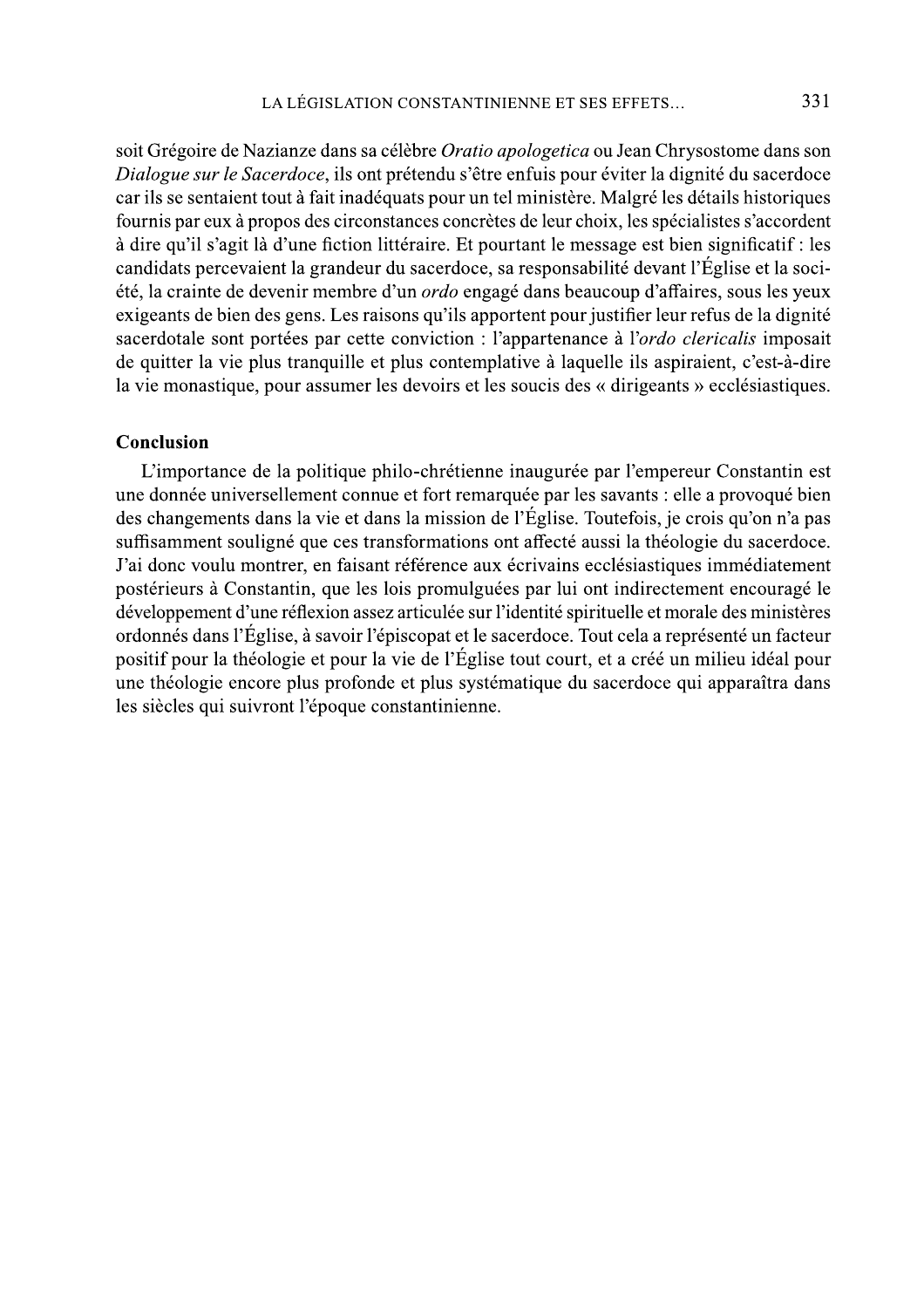soit Grégoire de Nazianze dans sa célèbre *Oratio apologetica* ou Jean Chrysostome dans son *Dialogue sur le Sacerdoce*, ils ont prétendu s'être enfuis pour éviter la dignité du sacerdoce car ils se sentaient tout à fait inadéquats pour un tel ministère. Malgré les détails historiques fournis par eux à propos des circonstances concrètes de leur choix, les spécialistes s'accordent à dire qu'il s'agit là d'une fiction littéraire. Et pourtant le message est bien significatif : les candidats percevaient la grandeur du sacerdoce, sa responsabilité devant l'Église et la société, la crainte de devenir membre d'un *ordo* engagé dans beaucoup d'affaires, sous les yeux exigeants de bien des gens. Les raisons qu'ils apportent pour justifier leur refus de la dignité sacerdotale sont portées par cette conviction : l'appartenance à l'*ordo clericalis* imposait de quitter la vie plus tranquille et plus contemplative à laquelle ils aspiraient, c'est-à-dire la vie monastique, pour assumer les devoirs et les soucis des « dirigeants » ecclésiastiques.

**Conclusion**

L'importance de la politique philo-chrétienne inaugurée par l'empereur Constantin est une donnée universellement connue et fort remarquée par les savants : elle a provoqué bien des changements dans la vie et dans la mission de l'Église. Toutefois, je crois qu'on n'a pas suffisamment souligné que ces transformations ont affecté aussi la théologie du sacerdoce. J'ai donc voulu montrer, en faisant référence aux écrivains ecclésiastiques immédiatement postérieurs à Constantin, que les lois promulguées par lui ont indirectement encouragé le développement d'une réflexion assez articulée sur l'identité spirituelle et morale des ministères ordonnés dans l'Église, à savoir l'épiscopat et le sacerdoce. Tout cela a représenté un facteur positif pour la théologie et pour la vie de l'Église tout court, et a créé un milieu idéal pour une théologie encore plus profonde et plus systématique du sacerdoce qui apparaîtra dans les siècles qui suivront l'époque constantinienne.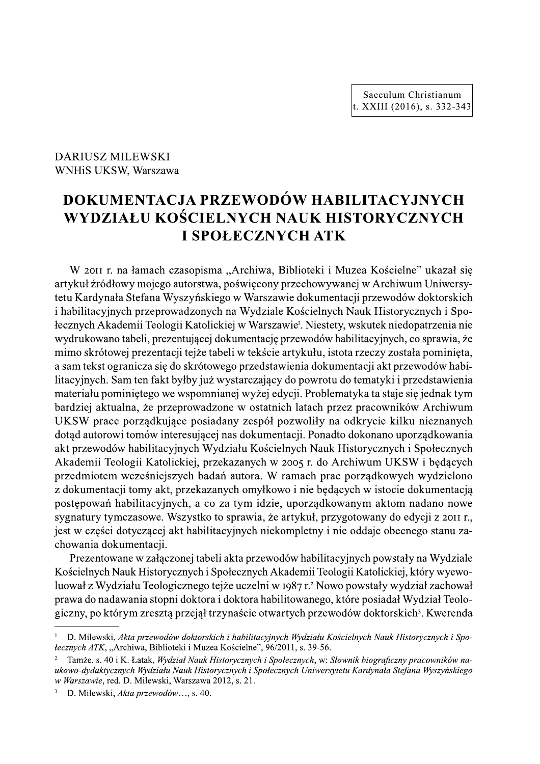DARIUSZ MILEWSKI
WNHiS UKSW, Warszawa

# DOKUMENTACJA PRZEWODÓW HABILITACYJNYCH WYDZIAŁU KOŚCIELNYCH NAUK HISTORYCZNYCH I SPOŁECZNYCH ATK

W 2011 r. na łamach czasopisma „Archiwa, Biblioteki i Muzea Kościelne" ukazał się artykuł źródłowy mojego autorstwa, poświęcony przechowywanej w Archiwum Uniwersytetu Kardynała Stefana Wyszyńskiego w Warszawie dokumentacji przewodów doktorskich i habilitacyjnych przeprowadzonych na Wydziale Kościelnych Nauk Historycznych i Społecznych Akademii Teologii Katolickiej w Warszawie[1]. Niestety, wskutek niedopatrzenia nie wydrukowano tabeli, prezentującej dokumentację przewodów habilitacyjnych, co sprawia, że mimo skrótowej prezentacji tejże tabeli w tekście artykułu, istota rzeczy została pominięta, a sam tekst ogranicza się do skrótowego przedstawienia dokumentacji akt przewodów habilitacyjnych. Sam ten fakt byłby już wystarczający do powrotu do tematyki i przedstawienia materiału pominiętego we wspomnianej wyżej edycji. Problematyka ta staje się jednak tym bardziej aktualna, że przeprowadzone w ostatnich latach przez pracowników Archiwum UKSW prace porządkujące posiadany zespół pozwoliły na odkrycie kilku nieznanych dotąd autorowi tomów interesującej nas dokumentacji. Ponadto dokonano uporządkowania akt przewodów habilitacyjnych Wydziału Kościelnych Nauk Historycznych i Społecznych Akademii Teologii Katolickiej, przekazanych w 2005 r. do Archiwum UKSW i będących przedmiotem wcześniejszych badań autora. W ramach prac porządkowych wydzielono z dokumentacji tomy akt, przekazanych omyłkowo i nie będących w istocie dokumentacją postępowań habilitacyjnych, a co za tym idzie, uporządkowanym aktom nadano nowe sygnatury tymczasowe. Wszystko to sprawia, że artykuł, przygotowany do edycji z 2011 r., jest w części dotyczącej akt habilitacyjnych niekompletny i nie oddaje obecnego stanu zachowania dokumentacji.

Prezentowane w załączonej tabeli akta przewodów habilitacyjnych powstały na Wydziale Kościelnych Nauk Historycznych i Społecznych Akademii Teologii Katolickiej, który wyewoluował z Wydziału Teologicznego tejże uczelni w 1987 r.[2] Nowo powstały wydział zachował prawa do nadawania stopni doktora i doktora habilitowanego, które posiadał Wydział Teologiczny, po którym zresztą przejął trzynaście otwartych przewodów doktorskich[3]. Kwerenda

---

[1] D. Milewski, *Akta przewodów doktorskich i habilitacyjnych Wydziału Kościelnych Nauk Historycznych i Społecznych ATK*, „Archiwa, Biblioteki i Muzea Kościelne", 96/2011, s. 39-56.

[2] Tamże, s. 40 i K. Łatak, *Wydział Nauk Historycznych i Społecznych*, w: *Słownik biograficzny pracowników naukowo-dydaktycznych Wydziału Nauk Historycznych i Społecznych Uniwersytetu Kardynała Stefana Wyszyńskiego w Warszawie*, red. D. Milewski, Warszawa 2012, s. 21.

[3] D. Milewski, *Akta przewodów*..., s. 40.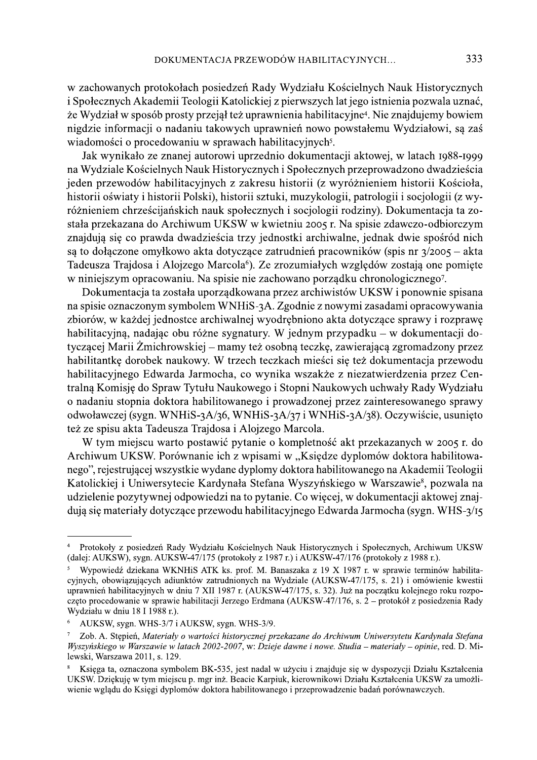w zachowanych protokołach posiedzeń Rady Wydziału Kościelnych Nauk Historycznych i Społecznych Akademii Teologii Katolickiej z pierwszych lat jego istnienia pozwala uznać, że Wydział w sposób prosty przejął też uprawnienia habilitacyjne[4]. Nie znajdujemy bowiem nigdzie informacji o nadaniu takowych uprawnień nowo powstałemu Wydziałowi, są zaś wiadomości o procedowaniu w sprawach habilitacyjnych[5].

Jak wynikało ze znanej autorowi uprzednio dokumentacji aktowej, w latach 1988-1999 na Wydziale Kościelnych Nauk Historycznych i Społecznych przeprowadzono dwadzieścia jeden przewodów habilitacyjnych z zakresu historii (z wyróżnieniem historii Kościoła, historii oświaty i historii Polski), historii sztuki, muzykologii, patrologii i socjologii (z wyróżnieniem chrześcijańskich nauk społecznych i socjologii rodziny). Dokumentacja ta została przekazana do Archiwum UKSW w kwietniu 2005 r. Na spisie zdawczo-odbiorczym znajdują się co prawda dwadzieścia trzy jednostki archiwalne, jednak dwie spośród nich są to dołączone omyłkowo akta dotyczące zatrudnień pracowników (spis nr 3/2005 – akta Tadeusza Trajdosa i Alojzego Marcola[6]). Ze zrozumiałych względów zostają one pominięte w niniejszym opracowaniu. Na spisie nie zachowano porządku chronologicznego[7].

Dokumentacja ta została uporządkowana przez archiwistów UKSW i ponownie spisana na spisie oznaczonym symbolem WNHiS-3A. Zgodnie z nowymi zasadami opracowywania zbiorów, w każdej jednostce archiwalnej wyodrębniono akta dotyczące sprawy i rozprawę habilitacyjną, nadając obu różne sygnatury. W jednym przypadku – w dokumentacji dotyczącej Marii Żmichrowskiej – mamy też osobną teczkę, zawierającą zgromadzony przez habilitantkę dorobek naukowy. W trzech teczkach mieści się też dokumentacja przewodu habilitacyjnego Edwarda Jarmocha, co wynika wszakże z niezatwierdzenia przez Centralną Komisję do Spraw Tytułu Naukowego i Stopni Naukowych uchwały Rady Wydziału o nadaniu stopnia doktora habilitowanego i prowadzonej przez zainteresowanego sprawy odwoławczej (sygn. WNHiS-3A/36, WNHiS-3A/37 i WNHiS-3A/38). Oczywiście, usunięto też ze spisu akta Tadeusza Trajdosa i Alojzego Marcola.

W tym miejscu warto postawić pytanie o kompletność akt przekazanych w 2005 r. do Archiwum UKSW. Porównanie ich z wpisami w „Księdze dyplomów doktora habilitowanego", rejestrującej wszystkie wydane dyplomy doktora habilitowanego na Akademii Teologii Katolickiej i Uniwersytecie Kardynała Stefana Wyszyńskiego w Warszawie[8], pozwala na udzielenie pozytywnej odpowiedzi na to pytanie. Co więcej, w dokumentacji aktowej znajdują się materiały dotyczące przewodu habilitacyjnego Edwarda Jarmocha (sygn. WHS-3/15

---

[4] Protokoły z posiedzeń Rady Wydziału Kościelnych Nauk Historycznych i Społecznych, Archiwum UKSW (dalej: AUKSW), sygn. AUKSW-47/175 (protokoły z 1987 r.) i AUKSW-47/176 (protokoły z 1988 r.).

[5] Wypowiedź dziekana WKNHiS ATK ks. prof. M. Banaszaka z 19 X 1987 r. w sprawie terminów habilitacyjnych, obowiązujących adiunktów zatrudnionych na Wydziale (AUKSW-47/175, s. 21) i omówienie kwestii uprawnień habilitacyjnych w dniu 7 XII 1987 r. (AUKSW-47/175, s. 32). Już na początku kolejnego roku rozpoczęto procedowanie w sprawie habilitacji Jerzego Erdmana (AUKSW-47/176, s. 2 – protokół z posiedzenia Rady Wydziału w dniu 18 I 1988 r.).

[6] AUKSW, sygn. WHS-3/7 i AUKSW, sygn. WHS-3/9.

[7] Zob. A. Stępień, *Materiały o wartości historycznej przekazane do Archiwum Uniwersytetu Kardynała Stefana Wyszyńskiego w Warszawie w latach 2002-2007*, w: *Dzieje dawne i nowe. Studia – materiały – opinie*, red. D. Milewski, Warszawa 2011, s. 129.

[8] Księga ta, oznaczona symbolem BK-535, jest nadal w użyciu i znajduje się w dyspozycji Działu Kształcenia UKSW. Dziękuję w tym miejscu p. mgr inż. Beacie Karpiuk, kierownikowi Działu Kształcenia UKSW za umożliwienie wglądu do Księgi dyplomów doktora habilitowanego i przeprowadzenie badań porównawczych.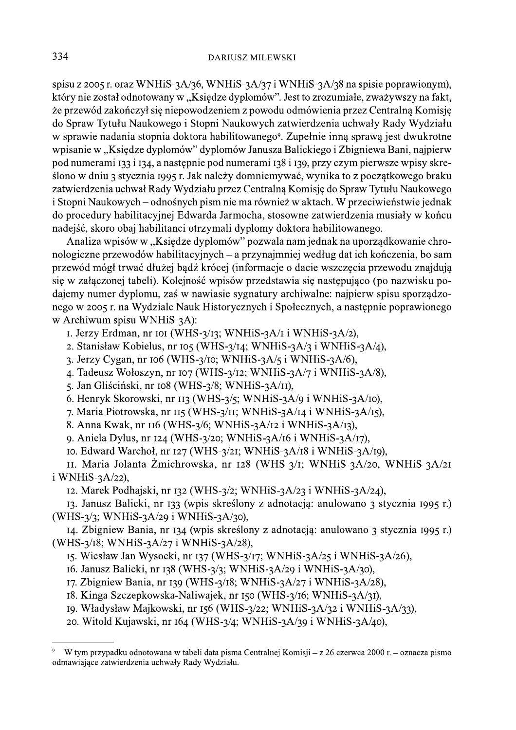spisu z 2005 r. oraz WNHiS-3A/36, WNHiS-3A/37 i WNHiS-3A/38 na spisie poprawionym), który nie został odnotowany w „Księdze dyplomów". Jest to zrozumiałe, zważywszy na fakt, że przewód zakończył się niepowodzeniem z powodu odmówienia przez Centralną Komisję do Spraw Tytułu Naukowego i Stopni Naukowych zatwierdzenia uchwały Rady Wydziału w sprawie nadania stopnia doktora habilitowanego[9]. Zupełnie inną sprawą jest dwukrotne wpisanie w „Księdze dyplomów" dyplomów Janusza Balickiego i Zbigniewa Bani, najpierw pod numerami 133 i 134, a następnie pod numerami 138 i 139, przy czym pierwsze wpisy skreślono w dniu 3 stycznia 1995 r. Jak należy domniemywać, wynika to z początkowego braku zatwierdzenia uchwał Rady Wydziału przez Centralną Komisję do Spraw Tytułu Naukowego i Stopni Naukowych – odnośnych pism nie ma również w aktach. W przeciwieństwie jednak do procedury habilitacyjnej Edwarda Jarmocha, stosowne zatwierdzenia musiały w końcu nadejść, skoro obaj habilitanci otrzymali dyplomy doktora habilitowanego.

Analiza wpisów w „Księdze dyplomów" pozwala nam jednak na uporządkowanie chronologiczne przewodów habilitacyjnych – a przynajmniej według dat ich kończenia, bo sam przewód mógł trwać dłużej bądź krócej (informacje o dacie wszczęcia przewodu znajdują się w załączonej tabeli). Kolejność wpisów przedstawia się następująco (po nazwisku podajemy numer dyplomu, zaś w nawiasie sygnatury archiwalne: najpierw spisu sporządzonego w 2005 r. na Wydziale Nauk Historycznych i Społecznych, a następnie poprawionego w Archiwum spisu WNHiS-3A):

1. Jerzy Erdman, nr 101 (WHS-3/13; WNHiS-3A/1 i WNHiS-3A/2),
2. Stanisław Kobielus, nr 105 (WHS-3/14; WNHiS-3A/3 i WNHiS-3A/4),
3. Jerzy Cygan, nr 106 (WHS-3/10; WNHiS-3A/5 i WNHiS-3A/6),
4. Tadeusz Wołoszyn, nr 107 (WHS-3/12; WNHiS-3A/7 i WNHiS-3A/8),
5. Jan Gliściński, nr 108 (WHS-3/8; WNHiS-3A/11),
6. Henryk Skorowski, nr 113 (WHS-3/5; WNHiS-3A/9 i WNHiS-3A/10),
7. Maria Piotrowska, nr 115 (WHS-3/11; WNHiS-3A/14 i WNHiS-3A/15),
8. Anna Kwak, nr 116 (WHS-3/6; WNHiS-3A/12 i WNHiS-3A/13),
9. Aniela Dylus, nr 124 (WHS-3/20; WNHiS-3A/16 i WNHiS-3A/17),
10. Edward Warchoł, nr 127 (WHS-3/21; WNHiS-3A/18 i WNHiS-3A/19),
11. Maria Jolanta Żmichrowska, nr 128 (WHS-3/1; WNHiS-3A/20, WNHiS-3A/21 i WNHiS-3A/22),
12. Marek Podhajski, nr 132 (WHS-3/2; WNHiS-3A/23 i WNHiS-3A/24),
13. Janusz Balicki, nr 133 (wpis skreślony z adnotacją: anulowano 3 stycznia 1995 r.) (WHS-3/3; WNHiS-3A/29 i WNHiS-3A/30),
14. Zbigniew Bania, nr 134 (wpis skreślony z adnotacją: anulowano 3 stycznia 1995 r.) (WHS-3/18; WNHiS-3A/27 i WNHiS-3A/28),
15. Wiesław Jan Wysocki, nr 137 (WHS-3/17; WNHiS-3A/25 i WNHiS-3A/26),
16. Janusz Balicki, nr 138 (WHS-3/3; WNHiS-3A/29 i WNHiS-3A/30),
17. Zbigniew Bania, nr 139 (WHS-3/18; WNHiS-3A/27 i WNHiS-3A/28),
18. Kinga Szczepkowska-Naliwajek, nr 150 (WHS-3/16; WNHiS-3A/31),
19. Władysław Majkowski, nr 156 (WHS-3/22; WNHiS-3A/32 i WNHiS-3A/33),
20. Witold Kujawski, nr 164 (WHS-3/4; WNHiS-3A/39 i WNHiS-3A/40),

[9] W tym przypadku odnotowana w tabeli data pisma Centralnej Komisji – z 26 czerwca 2000 r. – oznacza pismo odmawiające zatwierdzenia uchwały Rady Wydziału.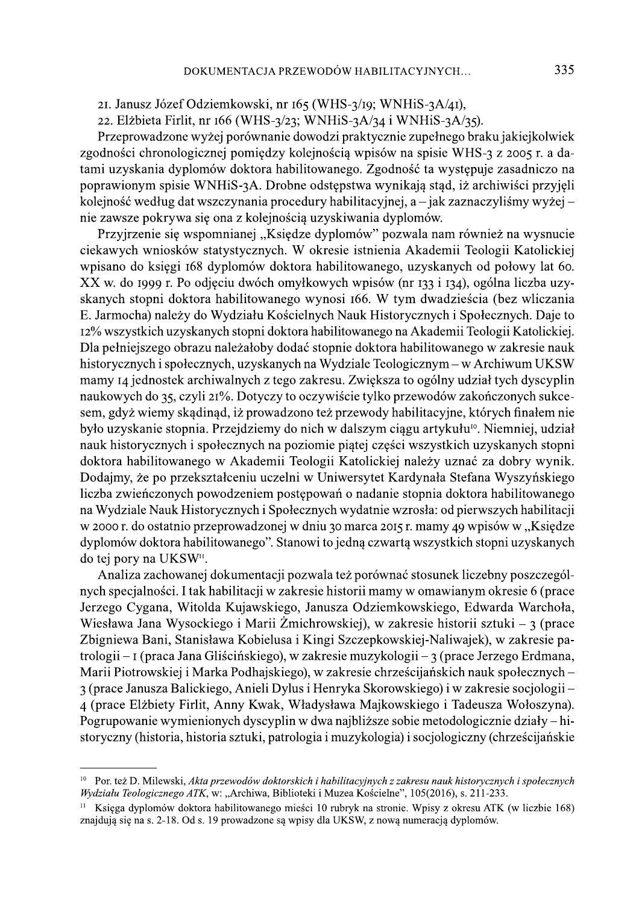21. Janusz Józef Odziemkowski, nr 165 (WHS-3/19; WNHiS-3A/41),
22. Elżbieta Firlit, nr 166 (WHS-3/23; WNHiS-3A/34 i WNHiS-3A/35).

Przeprowadzone wyżej porównanie dowodzi praktycznie zupełnego braku jakiejkolwiek zgodności chronologicznej pomiędzy kolejnością wpisów na spisie WHS-3 z 2005 r. a datami uzyskania dyplomów doktora habilitowanego. Zgodność ta występuje zasadniczo na poprawionym spisie WNHiS-3A. Drobne odstępstwa wynikają stąd, iż archiwiści przyjęli kolejność według dat wszczynania procedury habilitacyjnej, a – jak zaznaczyliśmy wyżej – nie zawsze pokrywa się ona z kolejnością uzyskiwania dyplomów.

Przyjrzenie się wspomnianej „Księdze dyplomów" pozwala nam również na wysnucie ciekawych wniosków statystycznych. W okresie istnienia Akademii Teologii Katolickiej wpisano do księgi 168 dyplomów doktora habilitowanego, uzyskanych od połowy lat 60. XX w. do 1999 r. Po odjęciu dwóch omyłkowych wpisów (nr 133 i 134), ogólna liczba uzyskanych stopni doktora habilitowanego wynosi 166. W tym dwadzieścia (bez wliczania E. Jarmocha) należy do Wydziału Kościelnych Nauk Historycznych i Społecznych. Daje to 12% wszystkich uzyskanych stopni doktora habilitowanego na Akademii Teologii Katolickiej. Dla pełniejszego obrazu należałoby dodać stopnie doktora habilitowanego w zakresie nauk historycznych i społecznych, uzyskanych na Wydziale Teologicznym – w Archiwum UKSW mamy 14 jednostek archiwalnych z tego zakresu. Zwiększa to ogólny udział tych dyscyplin naukowych do 35, czyli 21%. Dotyczy to oczywiście tylko przewodów zakończonych sukcesem, gdyż wiemy skądinąd, iż prowadzono też przewody habilitacyjne, których finałem nie było uzyskanie stopnia. Przejdziemy do nich w dalszym ciągu artykułu[10]. Niemniej, udział nauk historycznych i społecznych na poziomie piątej części wszystkich uzyskanych stopni doktora habilitowanego w Akademii Teologii Katolickiej należy uznać za dobry wynik. Dodajmy, że po przekształceniu uczelni w Uniwersytet Kardynała Stefana Wyszyńskiego liczba zwieńczonych powodzeniem postępowań o nadanie stopnia doktora habilitowanego na Wydziale Nauk Historycznych i Społecznych wydatnie wzrosła: od pierwszych habilitacji w 2000 r. do ostatnio przeprowadzonej w dniu 30 marca 2015 r. mamy 49 wpisów w „Księdze dyplomów doktora habilitowanego". Stanowi to jedną czwartą wszystkich stopni uzyskanych do tej pory na UKSW[11].

Analiza zachowanej dokumentacji pozwala też porównać stosunek liczebny poszczególnych specjalności. I tak habilitacji w zakresie historii mamy w omawianym okresie 6 (prace Jerzego Cygana, Witolda Kujawskiego, Janusza Odziemkowskiego, Edwarda Warchoła, Wiesława Jana Wysockiego i Marii Żmichrowskiej), w zakresie historii sztuki – 3 (prace Zbigniewa Bani, Stanisława Kobielusa i Kingi Szczepkowskiej-Naliwajek), w zakresie patrologii – 1 (praca Jana Gliścińskiego), w zakresie muzykologii – 3 (prace Jerzego Erdmana, Marii Piotrowskiej i Marka Podhajskiego), w zakresie chrześcijańskich nauk społecznych – 3 (prace Janusza Balickiego, Anieli Dylus i Henryka Skorowskiego) i w zakresie socjologii – 4 (prace Elżbiety Firlit, Anny Kwak, Władysława Majkowskiego i Tadeusza Wołoszyna). Pogrupowanie wymienionych dyscyplin w dwa najbliższe sobie metodologicznie działy – historyczny (historia, historia sztuki, patrologia i muzykologia) i socjologiczny (chrześcijańskie

---

[10] Por. też D. Milewski, *Akta przewodów doktorskich i habilitacyjnych z zakresu nauk historycznych i społecznych Wydziału Teologicznego ATK*, w: „Archiwa, Biblioteki i Muzea Kościelne", 105(2016), s. 211-233.

[11] Księga dyplomów doktora habilitowanego mieści 10 rubryk na stronie. Wpisy z okresu ATK (w liczbie 168) znajdują się na s. 2-18. Od s. 19 prowadzone są wpisy dla UKSW, z nową numeracją dyplomów.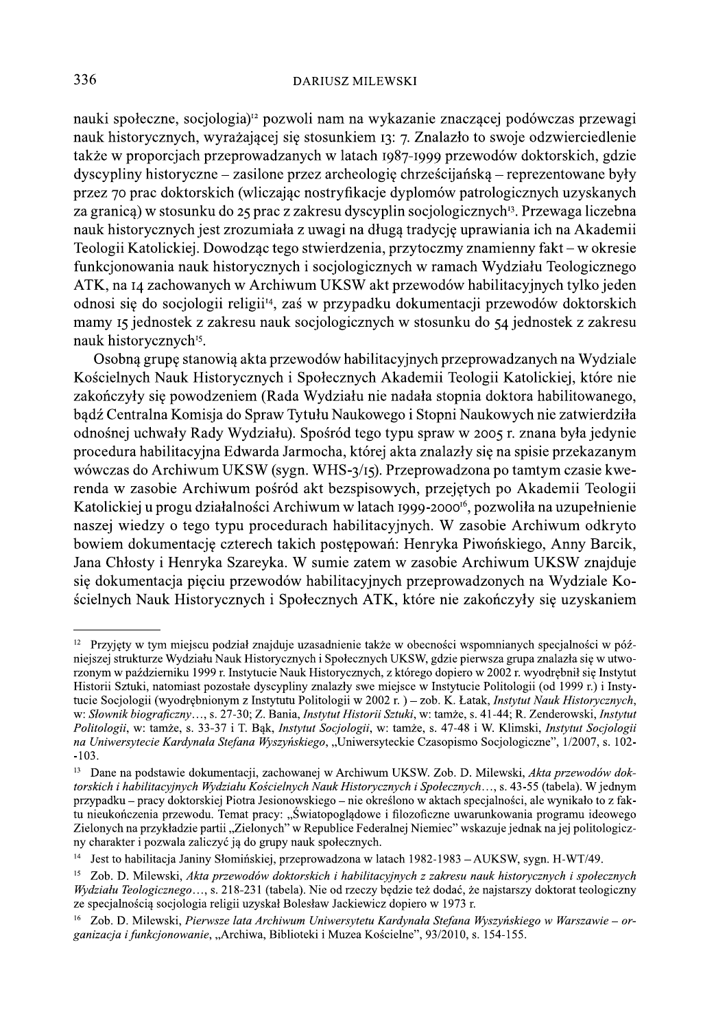nauki społeczne, socjologia)[12] pozwoli nam na wykazanie znaczącej podówczas przewagi nauk historycznych, wyrażającej się stosunkiem 13: 7. Znalazło to swoje odzwierciedlenie także w proporcjach przeprowadzanych w latach 1987-1999 przewodów doktorskich, gdzie dyscypliny historyczne – zasilone przez archeologię chrześcijańską – reprezentowane były przez 70 prac doktorskich (wliczając nostryfikacje dyplomów patrologicznych uzyskanych za granicą) w stosunku do 25 prac z zakresu dyscyplin socjologicznych[13]. Przewaga liczebna nauk historycznych jest zrozumiała z uwagi na długą tradycję uprawiania ich na Akademii Teologii Katolickiej. Dowodząc tego stwierdzenia, przytoczmy znamienny fakt – w okresie funkcjonowania nauk historycznych i socjologicznych w ramach Wydziału Teologicznego ATK, na 14 zachowanych w Archiwum UKSW akt przewodów habilitacyjnych tylko jeden odnosi się do socjologii religii[14], zaś w przypadku dokumentacji przewodów doktorskich mamy 15 jednostek z zakresu nauk socjologicznych w stosunku do 54 jednostek z zakresu nauk historycznych[15].

Osobną grupę stanowią akta przewodów habilitacyjnych przeprowadzanych na Wydziale Kościelnych Nauk Historycznych i Społecznych Akademii Teologii Katolickiej, które nie zakończyły się powodzeniem (Rada Wydziału nie nadała stopnia doktora habilitowanego, bądź Centralna Komisja do Spraw Tytułu Naukowego i Stopni Naukowych nie zatwierdziła odnośnej uchwały Rady Wydziału). Spośród tego typu spraw w 2005 r. znana była jedynie procedura habilitacyjna Edwarda Jarmocha, której akta znalazły się na spisie przekazanym wówczas do Archiwum UKSW (sygn. WHS-3/15). Przeprowadzona po tamtym czasie kwerenda w zasobie Archiwum pośród akt bezspisowych, przejętych po Akademii Teologii Katolickiej u progu działalności Archiwum w latach 1999-2000[16], pozwoliła na uzupełnienie naszej wiedzy o tego typu procedurach habilitacyjnych. W zasobie Archiwum odkryto bowiem dokumentację czterech takich postępowań: Henryka Piwońskiego, Anny Barcik, Jana Chłosty i Henryka Szareyka. W sumie zatem w zasobie Archiwum UKSW znajduje się dokumentacja pięciu przewodów habilitacyjnych przeprowadzonych na Wydziale Kościelnych Nauk Historycznych i Społecznych ATK, które nie zakończyły się uzyskaniem

---

[12] Przyjęty w tym miejscu podział znajduje uzasadnienie także w obecności wspomnianych specjalności w późniejszej strukturze Wydziału Nauk Historycznych i Społecznych UKSW, gdzie pierwsza grupa znalazła się w utworzonym w październiku 1999 r. Instytucie Nauk Historycznych, z którego dopiero w 2002 r. wyodrębnił się Instytut Historii Sztuki, natomiast pozostałe dyscypliny znalazły swe miejsce w Instytucie Politologii (od 1999 r.) i Instytucie Socjologii (wyodrębnionym z Instytutu Politologii w 2002 r. ) – zob. K. Łatak, *Instytut Nauk Historycznych*, w: *Słownik biograficzny*..., s. 27-30; Z. Bania, *Instytut Historii Sztuki*, w: tamże, s. 41-44; R. Zenderowski, *Instytut Politologii*, w: tamże, s. 33-37 i T. Bąk, *Instytut Socjologii*, w: tamże, s. 47-48 i W. Klimski, *Instytut Socjologii na Uniwersytecie Kardynała Stefana Wyszyńskiego*, „Uniwersyteckie Czasopismo Socjologiczne", 1/2007, s. 102-103.

[13] Dane na podstawie dokumentacji, zachowanej w Archiwum UKSW. Zob. D. Milewski, *Akta przewodów doktorskich i habilitacyjnych Wydziału Kościelnych Nauk Historycznych i Społecznych*..., s. 43-55 (tabela). W jednym przypadku – pracy doktorskiej Piotra Jesionowskiego – nie określono w aktach specjalności, ale wynikało to z faktu nieukończenia przewodu. Temat pracy: „Światopoglądowe i filozoficzne uwarunkowania programu ideowego Zielonych na przykładzie partii „Zielonych" w Republice Federalnej Niemiec" wskazuje jednak na jej politologiczny charakter i pozwala zaliczyć ją do grupy nauk społecznych.

[14] Jest to habilitacja Janiny Słomińskiej, przeprowadzona w latach 1982-1983 – AUKSW, sygn. H-WT/49.

[15] Zob. D. Milewski, *Akta przewodów doktorskich i habilitacyjnych z zakresu nauk historycznych i społecznych Wydziału Teologicznego*..., s. 218-231 (tabela). Nie od rzeczy będzie też dodać, że najstarszy doktorat teologiczny ze specjalnością socjologia religii uzyskał Bolesław Jackiewicz dopiero w 1973 r.

[16] Zob. D. Milewski, *Pierwsze lata Archiwum Uniwersytetu Kardynała Stefana Wyszyńskiego w Warszawie – organizacja i funkcjonowanie*, „Archiwa, Biblioteki i Muzea Kościelne", 93/2010, s. 154-155.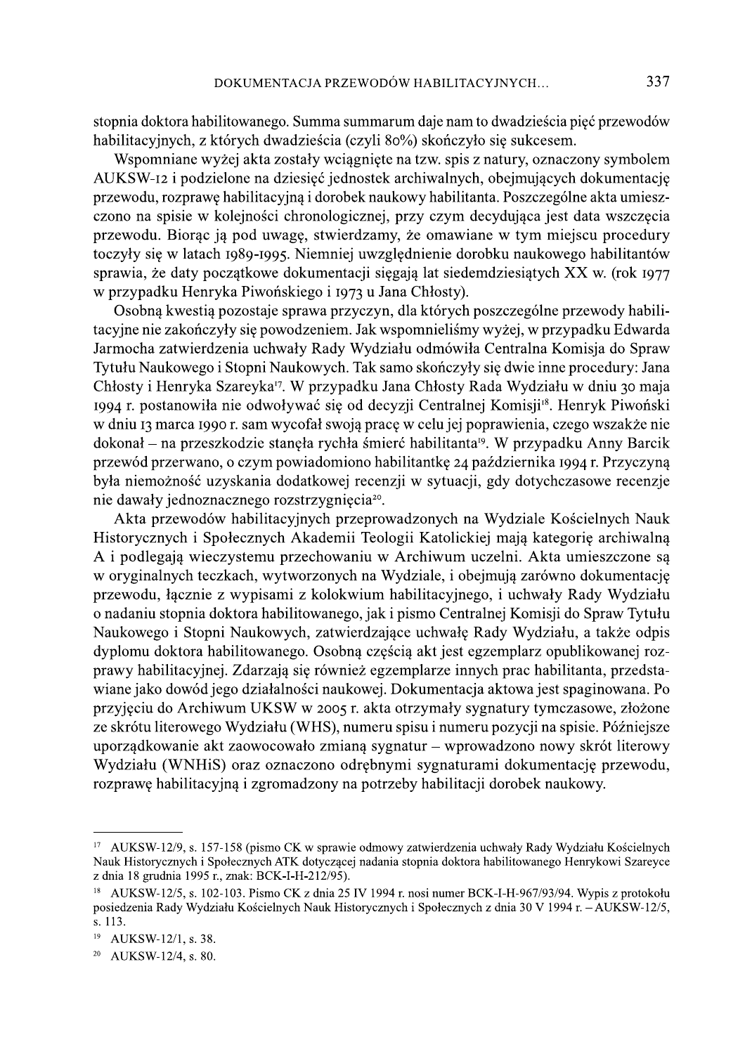stopnia doktora habilitowanego. Summa summarum daje nam to dwadzieścia pięć przewodów habilitacyjnych, z których dwadzieścia (czyli 80%) skończyło się sukcesem.

Wspomniane wyżej akta zostały wciągnięte na tzw. spis z natury, oznaczony symbolem AUKSW-12 i podzielone na dziesięć jednostek archiwalnych, obejmujących dokumentację przewodu, rozprawę habilitacyjną i dorobek naukowy habilitanta. Poszczególne akta umieszczono na spisie w kolejności chronologicznej, przy czym decydująca jest data wszczęcia przewodu. Biorąc ją pod uwagę, stwierdzamy, że omawiane w tym miejscu procedury toczyły się w latach 1989-1995. Niemniej uwzględnienie dorobku naukowego habilitantów sprawia, że daty początkowe dokumentacji sięgają lat siedemdziesiątych XX w. (rok 1977 w przypadku Henryka Piwońskiego i 1973 u Jana Chłosty).

Osobną kwestią pozostaje sprawa przyczyn, dla których poszczególne przewody habilitacyjne nie zakończyły się powodzeniem. Jak wspomnieliśmy wyżej, w przypadku Edwarda Jarmocha zatwierdzenia uchwały Rady Wydziału odmówiła Centralna Komisja do Spraw Tytułu Naukowego i Stopni Naukowych. Tak samo skończyły się dwie inne procedury: Jana Chłosty i Henryka Szareyka[17]. W przypadku Jana Chłosty Rada Wydziału w dniu 30 maja 1994 r. postanowiła nie odwoływać się od decyzji Centralnej Komisji[18]. Henryk Piwoński w dniu 13 marca 1990 r. sam wycofał swoją pracę w celu jej poprawienia, czego wszakże nie dokonał – na przeszkodzie stanęła rychła śmierć habilitanta[19]. W przypadku Anny Barcik przewód przerwano, o czym powiadomiono habilitantkę 24 października 1994 r. Przyczyną była niemożność uzyskania dodatkowej recenzji w sytuacji, gdy dotychczasowe recenzje nie dawały jednoznacznego rozstrzygnięcia[20].

Akta przewodów habilitacyjnych przeprowadzonych na Wydziale Kościelnych Nauk Historycznych i Społecznych Akademii Teologii Katolickiej mają kategorię archiwalną A i podlegają wieczystemu przechowaniu w Archiwum uczelni. Akta umieszczone są w oryginalnych teczkach, wytworzonych na Wydziale, i obejmują zarówno dokumentację przewodu, łącznie z wypisami z kolokwium habilitacyjnego, i uchwały Rady Wydziału o nadaniu stopnia doktora habilitowanego, jak i pismo Centralnej Komisji do Spraw Tytułu Naukowego i Stopni Naukowych, zatwierdzające uchwałę Rady Wydziału, a także odpis dyplomu doktora habilitowanego. Osobną częścią akt jest egzemplarz opublikowanej rozprawy habilitacyjnej. Zdarzają się również egzemplarze innych prac habilitanta, przedstawiane jako dowód jego działalności naukowej. Dokumentacja aktowa jest spaginowana. Po przyjęciu do Archiwum UKSW w 2005 r. akta otrzymały sygnatury tymczasowe, złożone ze skrótu literowego Wydziału (WHS), numeru spisu i numeru pozycji na spisie. Późniejsze uporządkowanie akt zaowocowało zmianą sygnatur – wprowadzono nowy skrót literowy Wydziału (WNHiS) oraz oznaczono odrębnymi sygnaturami dokumentację przewodu, rozprawę habilitacyjną i zgromadzony na potrzeby habilitacji dorobek naukowy.

---

[17] AUKSW-12/9, s. 157-158 (pismo CK w sprawie odmowy zatwierdzenia uchwały Rady Wydziału Kościelnych Nauk Historycznych i Społecznych ATK dotyczącej nadania stopnia doktora habilitowanego Henrykowi Szareyce z dnia 18 grudnia 1995 r., znak: BCK-I-H-212/95).

[18] AUKSW-12/5, s. 102-103. Pismo CK z dnia 25 IV 1994 r. nosi numer BCK-I-H-967/93/94. Wypis z protokołu posiedzenia Rady Wydziału Kościelnych Nauk Historycznych i Społecznych z dnia 30 V 1994 r. – AUKSW-12/5, s. 113.

[19] AUKSW-12/1, s. 38.

[20] AUKSW-12/4, s. 80.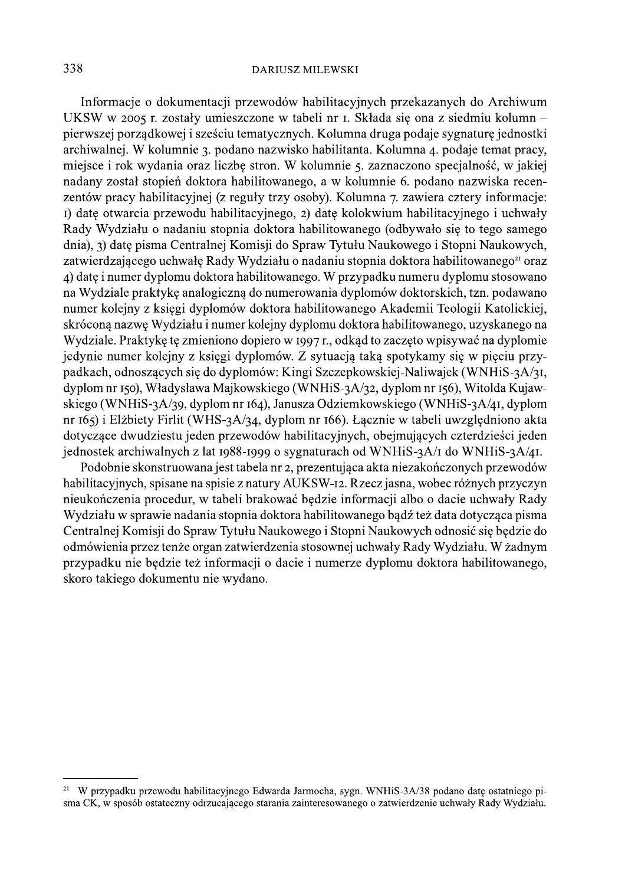Informacje o dokumentacji przewodów habilitacyjnych przekazanych do Archiwum UKSW w 2005 r. zostały umieszczone w tabeli nr 1. Składa się ona z siedmiu kolumn – pierwszej porządkowej i sześciu tematycznych. Kolumna druga podaje sygnaturę jednostki archiwalnej. W kolumnie 3. podano nazwisko habilitanta. Kolumna 4. podaje temat pracy, miejsce i rok wydania oraz liczbę stron. W kolumnie 5. zaznaczono specjalność, w jakiej nadany został stopień doktora habilitowanego, a w kolumnie 6. podano nazwiska recenzentów pracy habilitacyjnej (z reguły trzy osoby). Kolumna 7. zawiera cztery informacje: 1) datę otwarcia przewodu habilitacyjnego, 2) datę kolokwium habilitacyjnego i uchwały Rady Wydziału o nadaniu stopnia doktora habilitowanego (odbywało się to tego samego dnia), 3) datę pisma Centralnej Komisji do Spraw Tytułu Naukowego i Stopni Naukowych, zatwierdzającego uchwałę Rady Wydziału o nadaniu stopnia doktora habilitowanego[21] oraz 4) datę i numer dyplomu doktora habilitowanego. W przypadku numeru dyplomu stosowano na Wydziale praktykę analogiczną do numerowania dyplomów doktorskich, tzn. podawano numer kolejny z księgi dyplomów doktora habilitowanego Akademii Teologii Katolickiej, skróconą nazwę Wydziału i numer kolejny dyplomu doktora habilitowanego, uzyskanego na Wydziale. Praktykę tę zmieniono dopiero w 1997 r., odkąd to zaczęto wpisywać na dyplomie jedynie numer kolejny z księgi dyplomów. Z sytuacją taką spotykamy się w pięciu przypadkach, odnoszących się do dyplomów: Kingi Szczepkowskiej-Naliwajek (WNHiS-3A/31, dyplom nr 150), Władysława Majkowskiego (WNHiS-3A/32, dyplom nr 156), Witolda Kujawskiego (WNHiS-3A/39, dyplom nr 164), Janusza Odziemkowskiego (WNHiS-3A/41, dyplom nr 165) i Elżbiety Firlit (WHS-3A/34, dyplom nr 166). Łącznie w tabeli uwzględniono akta dotyczące dwudziestu jeden przewodów habilitacyjnych, obejmujących czterdzieści jeden jednostek archiwalnych z lat 1988-1999 o sygnaturach od WNHiS-3A/1 do WNHiS-3A/41.

Podobnie skonstruowana jest tabela nr 2, prezentująca akta niezakończonych przewodów habilitacyjnych, spisane na spisie z natury AUKSW-12. Rzecz jasna, wobec różnych przyczyn nieukończenia procedur, w tabeli brakować będzie informacji albo o dacie uchwały Rady Wydziału w sprawie nadania stopnia doktora habilitowanego bądź też data dotycząca pisma Centralnej Komisji do Spraw Tytułu Naukowego i Stopni Naukowych odnosić się będzie do odmówienia przez tenże organ zatwierdzenia stosownej uchwały Rady Wydziału. W żadnym przypadku nie będzie też informacji o dacie i numerze dyplomu doktora habilitowanego, skoro takiego dokumentu nie wydano.

---

[21] W przypadku przewodu habilitacyjnego Edwarda Jarmocha, sygn. WNHiS-3A/38 podano datę ostatniego pisma CK, w sposób ostateczny odrzucającego starania zainteresowanego o zatwierdzenie uchwały Rady Wydziału.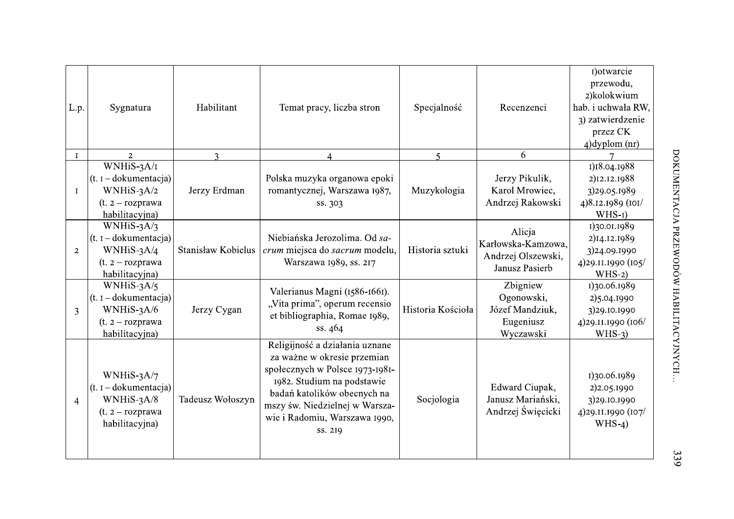| L.p. | Sygnatura | Habilitant | Temat pracy, liczba stron | Specjalność | Recenzenci | 1)otwarcie przewodu, 2)kolokwium hab. i uchwała RW, 3) zatwierdzenie przez CK 4)dyplom (nr) |
|---|---|---|---|---|---|---|
| 1 | 2 | 3 | 4 | 5 | 6 | 7 |
| 1 | WNHiS-3A/1 (t. 1 – dokumentacja) WNHiS-3A/2 (t. 2 – rozprawa habilitacyjna) | Jerzy Erdman | Polska muzyka organowa epoki romantycznej, Warszawa 1987, ss. 303 | Muzykologia | Jerzy Pikulik, Karol Mrowiec, Andrzej Rakowski | 1)18.04.1988 2)12.12.1988 3)29.05.1989 4)8.12.1989 (101/ WHS-1) |
| 2 | WNHiS-3A/3 (t. 1 – dokumentacja) WNHiS-3A/4 (t. 2 – rozprawa habilitacyjna) | Stanisław Kobielus | Niebiańska Jerozolima. Od *sacrum* miejsca do *sacrum* modelu, Warszawa 1989, ss. 217 | Historia sztuki | Alicja Karłowska-Kamzowa, Andrzej Olszewski, Janusz Pasierb | 1)30.01.1989 2)14.12.1989 3)24.09.1990 4)29.11.1990 (105/ WHS-2) |
| 3 | WNHiS-3A/5 (t. 1 – dokumentacja) WNHiS-3A/6 (t. 2 – rozprawa habilitacyjna) | Jerzy Cygan | Valerianus Magni (1586-1661). „Vita prima", operum recensio et bibliographia, Romae 1989, ss. 464 | Historia Kościoła | Zbigniew Ogonowski, Józef Mandziuk, Eugeniusz Wyczawski | 1)30.06.1989 2)5.04.1990 3)29.10.1990 4)29.11.1990 (106/ WHS-3) |
| 4 | WNHiS-3A/7 (t. 1 – dokumentacja) WNHiS-3A/8 (t. 2 – rozprawa habilitacyjna) | Tadeusz Wołoszyn | Religijność a działania uznane za ważne w okresie przemian społecznych w Polsce 1973-1981-1982. Studium na podstawie badań katolików obecnych na mszy św. Niedzielnej w Warszawie i Radomiu, Warszawa 1990, ss. 219 | Socjologia | Edward Ciupak, Janusz Mariański, Andrzej Święcicki | 1)30.06.1989 2)2.05.1990 3)29.10.1990 4)29.11.1990 (107/ WHS-4) |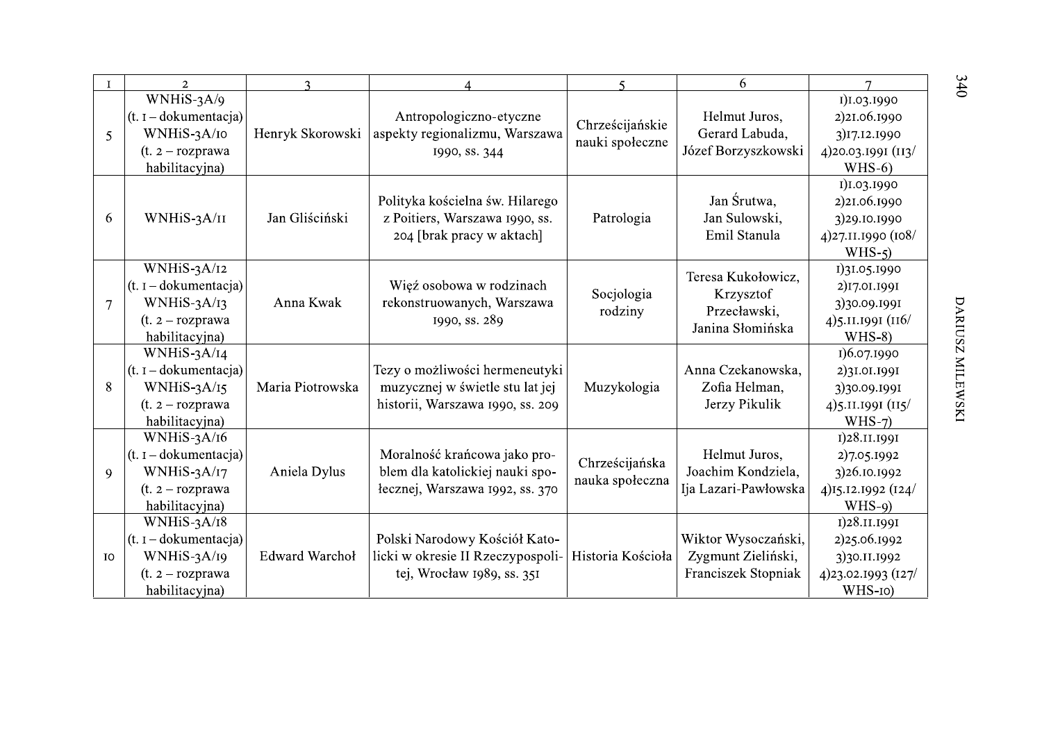| 1 | 2 | 3 | 4 | 5 | 6 | 7 |
|---|---|---|---|---|---|---|
| 5 | WNHiS-3A/9 (t. 1 – dokumentacja) WNHiS-3A/10 (t. 2 – rozprawa habilitacyjna) | Henryk Skorowski | Antropologiczno-etyczne aspekty regionalizmu, Warszawa 1990, ss. 344 | Chrześcijańskie nauki społeczne | Helmut Juros, Gerard Labuda, Józef Borzyszkowski | 1)1.03.1990 2)21.06.1990 3)17.12.1990 4)20.03.1991 (113/ WHS-6) |
| 6 | WNHiS-3A/11 | Jan Gliściński | Polityka kościelna św. Hilarego z Poitiers, Warszawa 1990, ss. 204 [brak pracy w aktach] | Patrologia | Jan Śrutwa, Jan Sulowski, Emil Stanula | 1)1.03.1990 2)21.06.1990 3)29.10.1990 4)27.11.1990 (108/ WHS-5) |
| 7 | WNHiS-3A/12 (t. 1 – dokumentacja) WNHiS-3A/13 (t. 2 – rozprawa habilitacyjna) | Anna Kwak | Więź osobowa w rodzinach rekonstruowanych, Warszawa 1990, ss. 289 | Socjologia rodziny | Teresa Kukołowicz, Krzysztof Przecławski, Janina Słomińska | 1)31.05.1990 2)17.01.1991 3)30.09.1991 4)5.11.1991 (116/ WHS-8) |
| 8 | WNHiS-3A/14 (t. 1 – dokumentacja) WNHiS-3A/15 (t. 2 – rozprawa habilitacyjna) | Maria Piotrowska | Tezy o możliwości hermeneutyki muzycznej w świetle stu lat jej historii, Warszawa 1990, ss. 209 | Muzykologia | Anna Czekanowska, Zofia Helman, Jerzy Pikulik | 1)6.07.1990 2)31.01.1991 3)30.09.1991 4)5.11.1991 (115/ WHS-7) |
| 9 | WNHiS-3A/16 (t. 1 – dokumentacja) WNHiS-3A/17 (t. 2 – rozprawa habilitacyjna) | Aniela Dylus | Moralność krańcowa jako problem dla katolickiej nauki społecznej, Warszawa 1992, ss. 370 | Chrześcijańska nauka społeczna | Helmut Juros, Joachim Kondziela, Ija Lazari-Pawłowska | 1)28.11.1991 2)7.05.1992 3)26.10.1992 4)15.12.1992 (124/ WHS-9) |
| 10 | WNHiS-3A/18 (t. 1 – dokumentacja) WNHiS-3A/19 (t. 2 – rozprawa habilitacyjna) | Edward Warchoł | Polski Narodowy Kościół Katolicki w okresie II Rzeczypospolitej, Wrocław 1989, ss. 351 | Historia Kościoła | Wiktor Wysoczański, Zygmunt Zieliński, Franciszek Stopniak | 1)28.11.1991 2)25.06.1992 3)30.11.1992 4)23.02.1993 (127/ WHS-10) |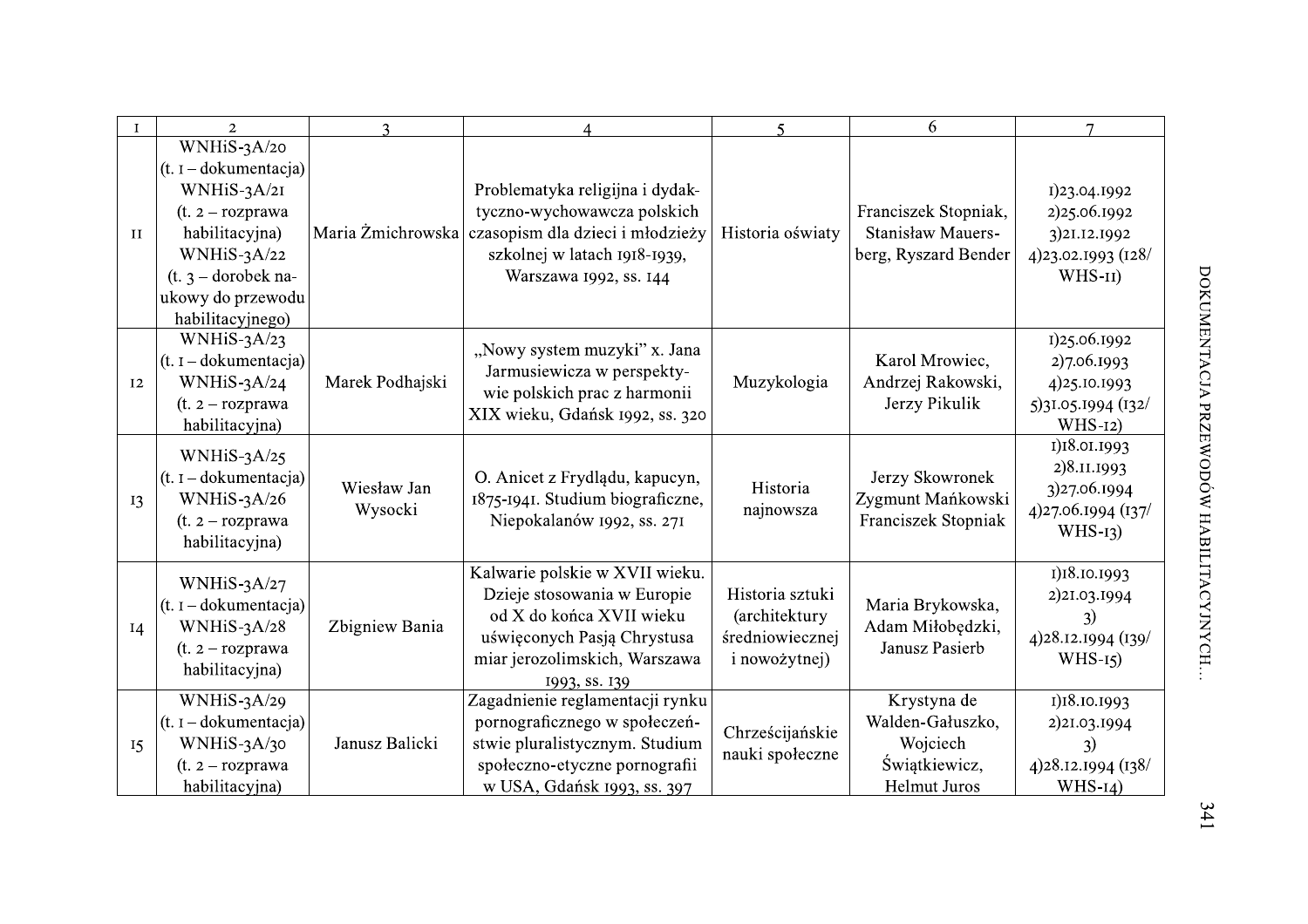| 1 | 2 | 3 | 4 | 5 | 6 | 7 |
|---|---|---|---|---|---|---|
| 11 | WNHiS-3A/20 (t. 1 – dokumentacja) WNHiS-3A/21 (t. 2 – rozprawa habilitacyjna) WNHiS-3A/22 (t. 3 – dorobek naukowy do przewodu habilitacyjnego) | Maria Żmichrowska | Problematyka religijna i dydaktyczno-wychowawcza polskich czasopism dla dzieci i młodzieży szkolnej w latach 1918-1939, Warszawa 1992, ss. 144 | Historia oświaty | Franciszek Stopniak, Stanisław Mauersberg, Ryszard Bender | 1)23.04.1992 2)25.06.1992 3)21.12.1992 4)23.02.1993 (128/ WHS-11) |
| 12 | WNHiS-3A/23 (t. 1 – dokumentacja) WNHiS-3A/24 (t. 2 – rozprawa habilitacyjna) | Marek Podhajski | „Nowy system muzyki" x. Jana Jarmusiewicza w perspektywie polskich prac z harmonii XIX wieku, Gdańsk 1992, ss. 320 | Muzykologia | Karol Mrowiec, Andrzej Rakowski, Jerzy Pikulik | 1)25.06.1992 2)7.06.1993 4)25.10.1993 5)31.05.1994 (132/ WHS-12) |
| 13 | WNHiS-3A/25 (t. 1 – dokumentacja) WNHiS-3A/26 (t. 2 – rozprawa habilitacyjna) | Wiesław Jan Wysocki | O. Anicet z Frydlądu, kapucyn, 1875-1941. Studium biograficzne, Niepokalanów 1992, ss. 271 | Historia najnowsza | Jerzy Skowronek Zygmunt Mańkowski Franciszek Stopniak | 1)18.01.1993 2)8.11.1993 3)27.06.1994 4)27.06.1994 (137/ WHS-13) |
| 14 | WNHiS-3A/27 (t. 1 – dokumentacja) WNHiS-3A/28 (t. 2 – rozprawa habilitacyjna) | Zbigniew Bania | Kalwarie polskie w XVII wieku. Dzieje stosowania w Europie od X do końca XVII wieku uświęconych Pasją Chrystusa miar jerozolimskich, Warszawa 1993, ss. 139 | Historia sztuki (architektury średniowiecznej i nowożytnej) | Maria Brykowska, Adam Miłobędzki, Janusz Pasierb | 1)18.10.1993 2)21.03.1994 3) 4)28.12.1994 (139/ WHS-15) |
| 15 | WNHiS-3A/29 (t. 1 – dokumentacja) WNHiS-3A/30 (t. 2 – rozprawa habilitacyjna) | Janusz Balicki | Zagadnienie reglamentacji rynku pornograficznego w społeczeństwie pluralistycznym. Studium społeczno-etyczne pornografii w USA, Gdańsk 1993, ss. 397 | Chrześcijańskie nauki społeczne | Krystyna de Walden-Gałuszko, Wojciech Świątkiewicz, Helmut Juros | 1)18.10.1993 2)21.03.1994 3) 4)28.12.1994 (138/ WHS-14) |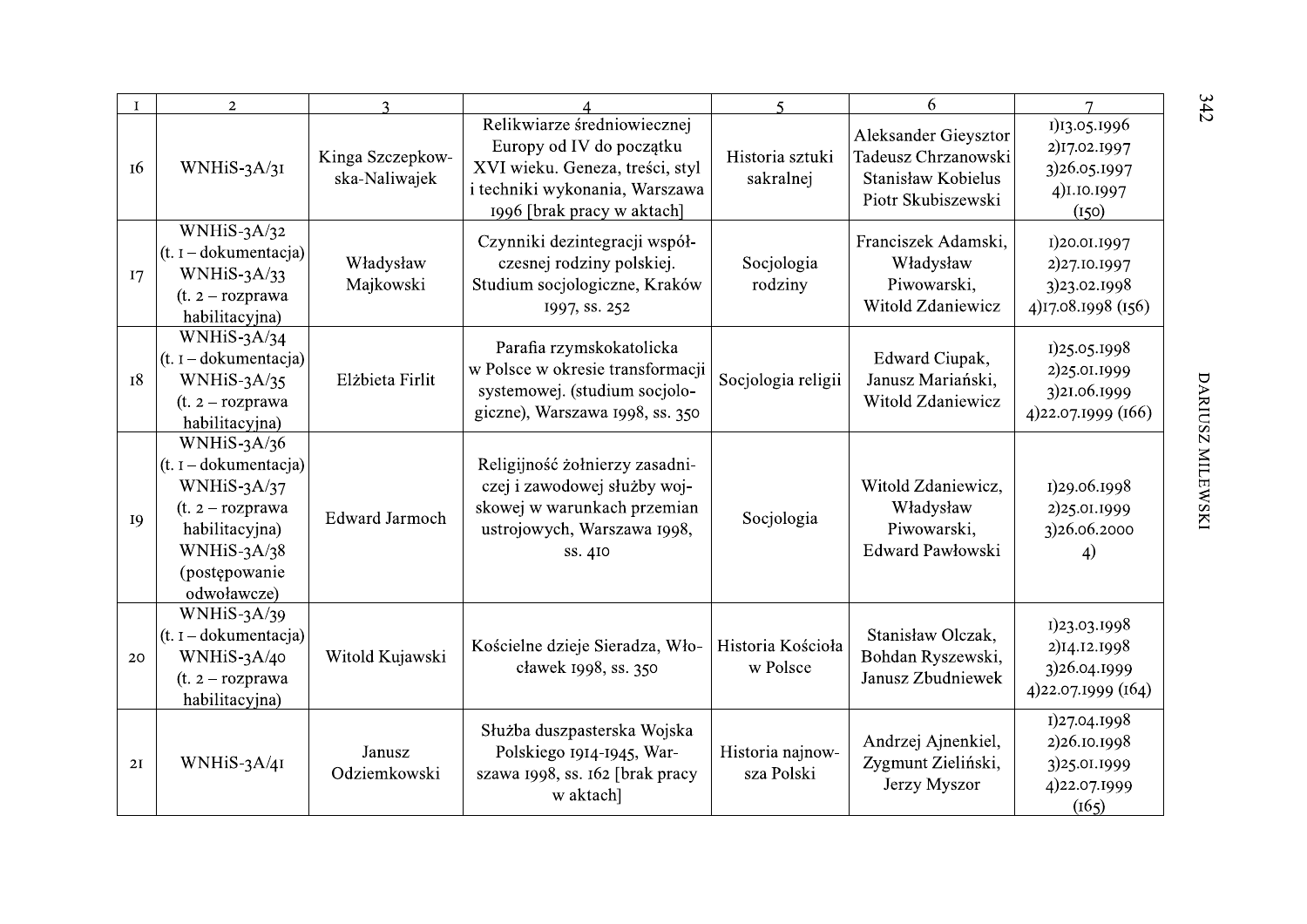| 1 | 2 | 3 | 4 | 5 | 6 | 7 |
|---|---|---|---|---|---|---|
| 16 | WNHiS-3A/31 | Kinga Szczepkowska-Naliwajek | Relikwiarze średniowiecznej Europy od IV do początku XVI wieku. Geneza, treści, styl i techniki wykonania, Warszawa 1996 [brak pracy w aktach] | Historia sztuki sakralnej | Aleksander Gieysztor Tadeusz Chrzanowski Stanisław Kobielus Piotr Skubiszewski | 1)13.05.1996 2)17.02.1997 3)26.05.1997 4)1.10.1997 (150) |
| 17 | WNHiS-3A/32 (t. 1 – dokumentacja) WNHiS-3A/33 (t. 2 – rozprawa habilitacyjna) | Władysław Majkowski | Czynniki dezintegracji współczesnej rodziny polskiej. Studium socjologiczne, Kraków 1997, ss. 252 | Socjologia rodziny | Franciszek Adamski, Władysław Piwowarski, Witold Zdaniewicz | 1)20.01.1997 2)27.10.1997 3)23.02.1998 4)17.08.1998 (156) |
| 18 | WNHiS-3A/34 (t. 1 – dokumentacja) WNHiS-3A/35 (t. 2 – rozprawa habilitacyjna) | Elżbieta Firlit | Parafia rzymskokatolicka w Polsce w okresie transformacji systemowej. (studium socjologiczne), Warszawa 1998, ss. 350 | Socjologia religii | Edward Ciupak, Janusz Mariański, Witold Zdaniewicz | 1)25.05.1998 2)25.01.1999 3)21.06.1999 4)22.07.1999 (166) |
| 19 | WNHiS-3A/36 (t. 1 – dokumentacja) WNHiS-3A/37 (t. 2 – rozprawa habilitacyjna) WNHiS-3A/38 (postępowanie odwoławcze) | Edward Jarmoch | Religijność żołnierzy zasadniczej i zawodowej służby wojskowej w warunkach przemian ustrojowych, Warszawa 1998, ss. 410 | Socjologia | Witold Zdaniewicz, Władysław Piwowarski, Edward Pawłowski | 1)29.06.1998 2)25.01.1999 3)26.06.2000 4) |
| 20 | WNHiS-3A/39 (t. 1 – dokumentacja) WNHiS-3A/40 (t. 2 – rozprawa habilitacyjna) | Witold Kujawski | Kościelne dzieje Sieradza, Włocławek 1998, ss. 350 | Historia Kościoła w Polsce | Stanisław Olczak, Bohdan Ryszewski, Janusz Zbudniewek | 1)23.03.1998 2)14.12.1998 3)26.04.1999 4)22.07.1999 (164) |
| 21 | WNHiS-3A/41 | Janusz Odziemkowski | Służba duszpasterska Wojska Polskiego 1914-1945, Warszawa 1998, ss. 162 [brak pracy w aktach] | Historia najnowsza Polski | Andrzej Ajnenkiel, Zygmunt Zieliński, Jerzy Myszor | 1)27.04.1998 2)26.10.1998 3)25.01.1999 4)22.07.1999 (165) |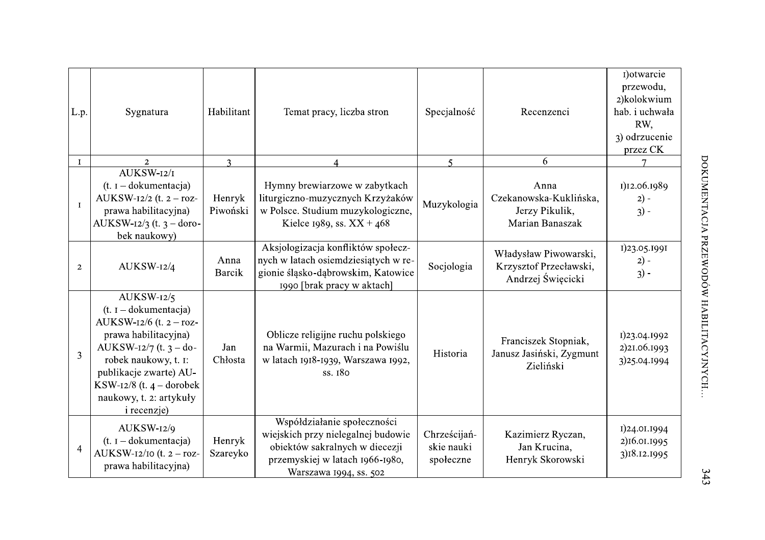| L.p. | Sygnatura | Habilitant | Temat pracy, liczba stron | Specjalność | Recenzenci | 1)otwarcie przewodu, 2)kolokwium hab. i uchwała RW, 3) odrzucenie przez CK |
|---|---|---|---|---|---|---|
| 1 | 2 | 3 | 4 | 5 | 6 | 7 |
| 1 | AUKSW-12/1 (t. 1 – dokumentacja) AUKSW-12/2 (t. 2 – rozprawa habilitacyjna) AUKSW-12/3 (t. 3 – dorobek naukowy) | Henryk Piwoński | Hymny brewiarzowe w zabytkach liturgiczno-muzycznych Krzyżaków w Polsce. Studium muzykologiczne, Kielce 1989, ss. XX + 468 | Muzykologia | Anna Czekanowska-Kuklińska, Jerzy Pikulik, Marian Banaszak | 1)12.06.1989 2) - 3) - |
| 2 | AUKSW-12/4 | Anna Barcik | Aksjologizacja konfliktów społecznych w latach osiemdziesiątych w regionie śląsko-dąbrowskim, Katowice 1990 [brak pracy w aktach] | Socjologia | Władysław Piwowarski, Krzysztof Przecławski, Andrzej Święcicki | 1)23.05.1991 2) - 3) - |
| 3 | AUKSW-12/5 (t. 1 – dokumentacja) AUKSW-12/6 (t. 2 – rozprawa habilitacyjna) AUKSW-12/7 (t. 3 – dorobek naukowy, t. 1: publikacje zwarte) AUKSW-12/8 (t. 4 – dorobek naukowy, t. 2: artykuły i recenzje) | Jan Chłosta | Oblicze religijne ruchu polskiego na Warmii, Mazurach i na Powiślu w latach 1918-1939, Warszawa 1992, ss. 180 | Historia | Franciszek Stopniak, Janusz Jasiński, Zygmunt Zieliński | 1)23.04.1992 2)21.06.1993 3)25.04.1994 |
| 4 | AUKSW-12/9 (t. 1 – dokumentacja) AUKSW-12/10 (t. 2 – rozprawa habilitacyjna) | Henryk Szareyko | Współdziałanie społeczności wiejskich przy nielegalnej budowie obiektów sakralnych w diecezji przemyskiej w latach 1966-1980, Warszawa 1994, ss. 502 | Chrześcijańskie nauki społeczne | Kazimierz Ryczan, Jan Krucina, Henryk Skorowski | 1)24.01.1994 2)16.01.1995 3)18.12.1995 |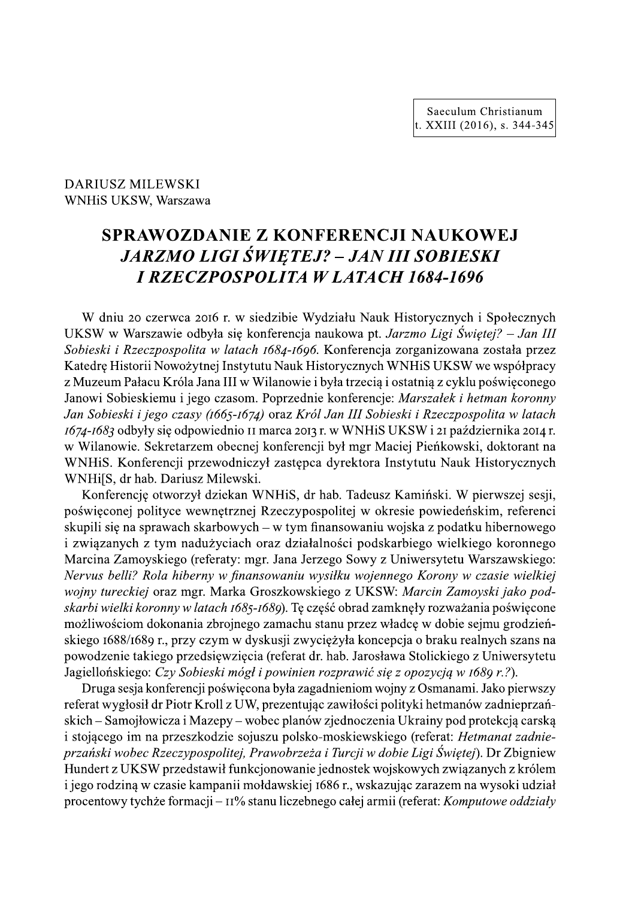DARIUSZ MILEWSKI
WNHiS UKSW, Warszawa

# SPRAWOZDANIE Z KONFERENCJI NAUKOWEJ *JARZMO LIGI ŚWIĘTEJ? – JAN III SOBIESKI I RZECZPOSPOLITA W LATACH 1684-1696*

W dniu 20 czerwca 2016 r. w siedzibie Wydziału Nauk Historycznych i Społecznych UKSW w Warszawie odbyła się konferencja naukowa pt. *Jarzmo Ligi Świętej? – Jan III Sobieski i Rzeczpospolita w latach 1684-1696*. Konferencja zorganizowana została przez Katedrę Historii Nowożytnej Instytutu Nauk Historycznych WNHiS UKSW we współpracy z Muzeum Pałacu Króla Jana III w Wilanowie i była trzecią i ostatnią z cyklu poświęconego Janowi Sobieskiemu i jego czasom. Poprzednie konferencje: *Marszałek i hetman koronny Jan Sobieski i jego czasy (1665-1674)* oraz *Król Jan III Sobieski i Rzeczpospolita w latach 1674-1683* odbyły się odpowiednio 11 marca 2013 r. w WNHiS UKSW i 21 października 2014 r. w Wilanowie. Sekretarzem obecnej konferencji był mgr Maciej Pieńkowski, doktorant na WNHiS. Konferencji przewodniczył zastępca dyrektora Instytutu Nauk Historycznych WNHi[S, dr hab. Dariusz Milewski.

Konferencję otworzył dziekan WNHiS, dr hab. Tadeusz Kamiński. W pierwszej sesji, poświęconej polityce wewnętrznej Rzeczypospolitej w okresie powiedeńskim, referenci skupili się na sprawach skarbowych – w tym finansowaniu wojska z podatku hibernowego i związanych z tym nadużyciach oraz działalności podskarbiego wielkiego koronnego Marcina Zamoyskiego (referaty: mgr. Jana Jerzego Sowy z Uniwersytetu Warszawskiego: *Nervus belli? Rola hiberny w finansowaniu wysiłku wojennego Korony w czasie wielkiej wojny tureckiej* oraz mgr. Marka Groszkowskiego z UKSW: *Marcin Zamoyski jako podskarbi wielki koronny w latach 1685-1689*). Tę część obrad zamknęły rozważania poświęcone możliwościom dokonania zbrojnego zamachu stanu przez władcę w dobie sejmu grodzieńskiego 1688/1689 r., przy czym w dyskusji zwyciężyła koncepcja o braku realnych szans na powodzenie takiego przedsięwzięcia (referat dr. hab. Jarosława Stolickiego z Uniwersytetu Jagiellońskiego: *Czy Sobieski mógł i powinien rozprawić się z opozycją w 1689 r.?*).

Druga sesja konferencji poświęcona była zagadnieniom wojny z Osmanami. Jako pierwszy referat wygłosił dr Piotr Kroll z UW, prezentując zawiłości polityki hetmanów zadnieprzańskich – Samojłowicza i Mazepy – wobec planów zjednoczenia Ukrainy pod protekcją carską i stojącego im na przeszkodzie sojuszu polsko-moskiewskiego (referat: *Hetmanat zadnieprzański wobec Rzeczypospolitej, Prawobrzeża i Turcji w dobie Ligi Świętej*). Dr Zbigniew Hundert z UKSW przedstawił funkcjonowanie jednostek wojskowych związanych z królem i jego rodziną w czasie kampanii mołdawskiej 1686 r., wskazując zarazem na wysoki udział procentowy tychże formacji – 11% stanu liczebnego całej armii (referat: *Komputowe oddziały*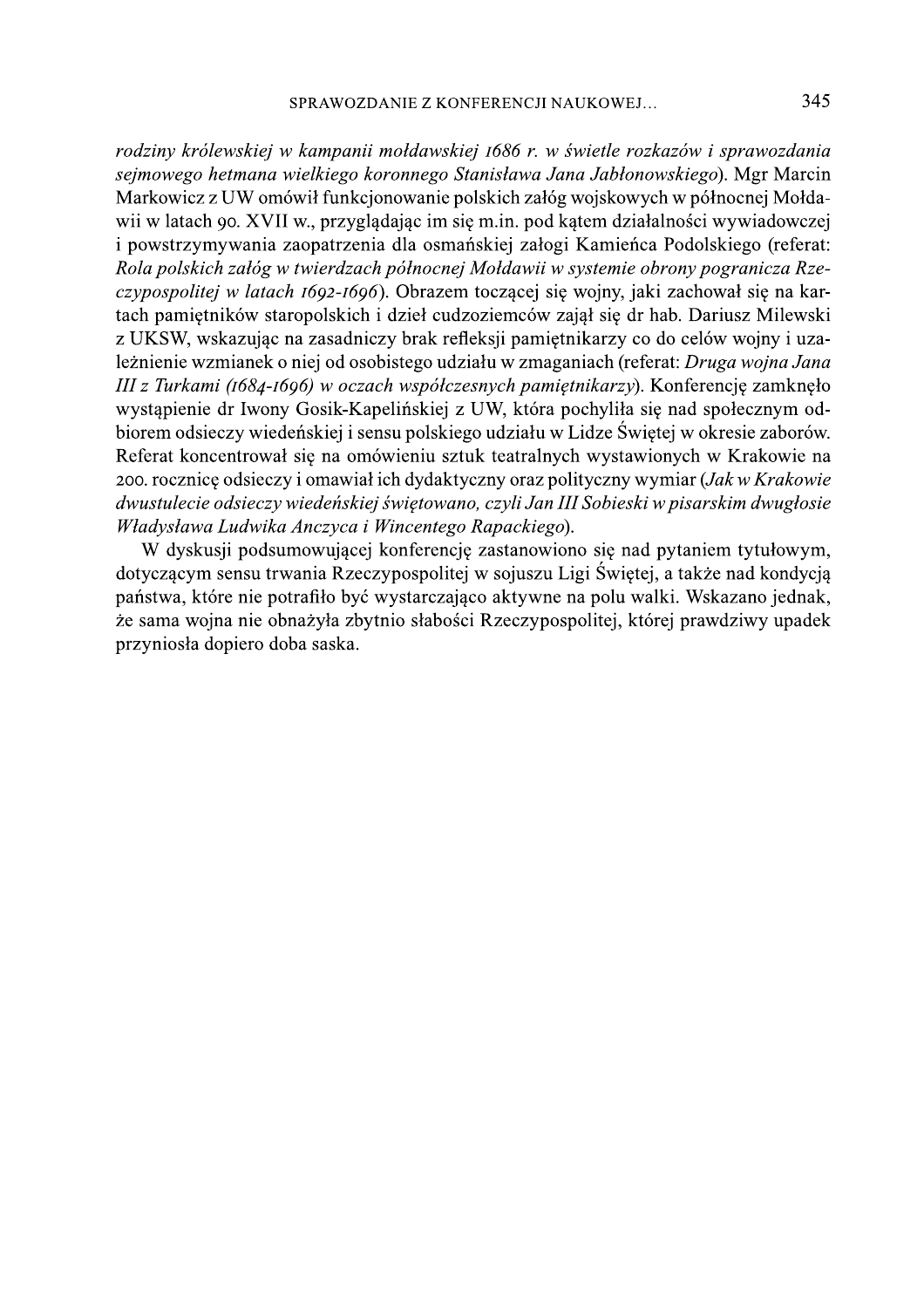*rodziny królewskiej w kampanii mołdawskiej 1686 r. w świetle rozkazów i sprawozdania sejmowego hetmana wielkiego koronnego Stanisława Jana Jabłonowskiego*). Mgr Marcin Markowicz z UW omówił funkcjonowanie polskich załóg wojskowych w północnej Mołdawii w latach 90. XVII w., przyglądając im się m.in. pod kątem działalności wywiadowczej i powstrzymywania zaopatrzenia dla osmańskiej załogi Kamieńca Podolskiego (referat: *Rola polskich załóg w twierdzach północnej Mołdawii w systemie obrony pogranicza Rzeczypospolitej w latach 1692-1696*). Obrazem toczącej się wojny, jaki zachował się na kartach pamiętników staropolskich i dzieł cudzoziemców zajął się dr hab. Dariusz Milewski z UKSW, wskazując na zasadniczy brak refleksji pamiętnikarzy co do celów wojny i uzależnienie wzmianek o niej od osobistego udziału w zmaganiach (referat: *Druga wojna Jana III z Turkami (1684-1696) w oczach współczesnych pamiętnikarzy*). Konferencję zamknęło wystąpienie dr Iwony Gosik-Kapelińskiej z UW, która pochyliła się nad społecznym odbiorem odsieczy wiedeńskiej i sensu polskiego udziału w Lidze Świętej w okresie zaborów. Referat koncentrował się na omówieniu sztuk teatralnych wystawionych w Krakowie na 200. rocznicę odsieczy i omawiał ich dydaktyczny oraz polityczny wymiar (*Jak w Krakowie dwustulecie odsieczy wiedeńskiej świętowano, czyli Jan III Sobieski w pisarskim dwugłosie Władysława Ludwika Anczyca i Wincentego Rapackiego*).

W dyskusji podsumowującej konferencję zastanowiono się nad pytaniem tytułowym, dotyczącym sensu trwania Rzeczypospolitej w sojuszu Ligi Świętej, a także nad kondycją państwa, które nie potrafiło być wystarczająco aktywne na polu walki. Wskazano jednak, że sama wojna nie obnażyła zbytnio słabości Rzeczypospolitej, której prawdziwy upadek przyniosła dopiero doba saska.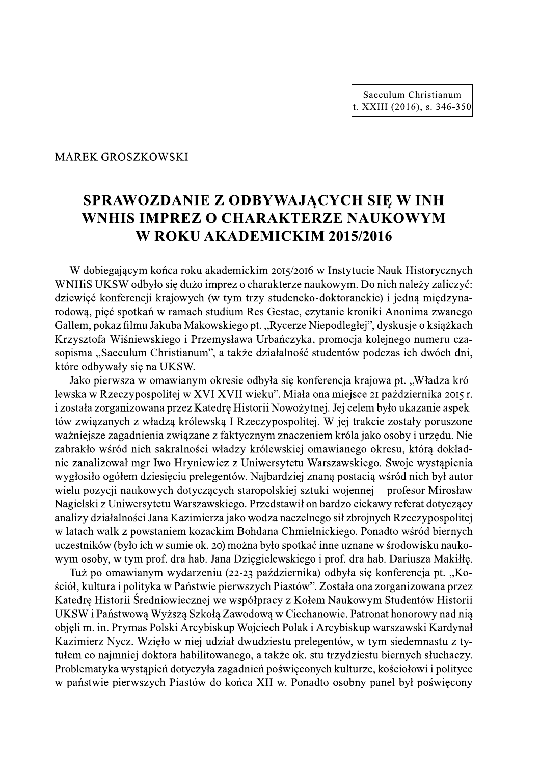MAREK GROSZKOWSKI

# SPRAWOZDANIE Z ODBYWAJĄCYCH SIĘ W INH WNHIS IMPREZ O CHARAKTERZE NAUKOWYM W ROKU AKADEMICKIM 2015/2016

W dobiegającym końca roku akademickim 2015/2016 w Instytucie Nauk Historycznych WNHiS UKSW odbyło się dużo imprez o charakterze naukowym. Do nich należy zaliczyć: dziewięć konferencji krajowych (w tym trzy studencko-doktoranckie) i jedną międzynarodową, pięć spotkań w ramach studium Res Gestae, czytanie kroniki Anonima zwanego Gallem, pokaz filmu Jakuba Makowskiego pt. „Rycerze Niepodległej", dyskusje o książkach Krzysztofa Wiśniewskiego i Przemysława Urbańczyka, promocja kolejnego numeru czasopisma „Saeculum Christianum", a także działalność studentów podczas ich dwóch dni, które odbywały się na UKSW.

Jako pierwsza w omawianym okresie odbyła się konferencja krajowa pt. „Władza królewska w Rzeczypospolitej w XVI-XVII wieku". Miała ona miejsce 21 października 2015 r. i została zorganizowana przez Katedrę Historii Nowożytnej. Jej celem było ukazanie aspektów związanych z władzą królewską I Rzeczypospolitej. W jej trakcie zostały poruszone ważniejsze zagadnienia związane z faktycznym znaczeniem króla jako osoby i urzędu. Nie zabrakło wśród nich sakralności władzy królewskiej omawianego okresu, którą dokładnie zanalizował mgr Iwo Hryniewicz z Uniwersytetu Warszawskiego. Swoje wystąpienia wygłosiło ogółem dziesięciu prelegentów. Najbardziej znaną postacią wśród nich był autor wielu pozycji naukowych dotyczących staropolskiej sztuki wojennej – profesor Mirosław Nagielski z Uniwersytetu Warszawskiego. Przedstawił on bardzo ciekawy referat dotyczący analizy działalności Jana Kazimierza jako wodza naczelnego sił zbrojnych Rzeczypospolitej w latach walk z powstaniem kozackim Bohdana Chmielnickiego. Ponadto wśród biernych uczestników (było ich w sumie ok. 20) można było spotkać inne uznane w środowisku naukowym osoby, w tym prof. dra hab. Jana Dzięgielewskiego i prof. dra hab. Dariusza Makiłłę.

Tuż po omawianym wydarzeniu (22-23 października) odbyła się konferencja pt. „Kościół, kultura i polityka w Państwie pierwszych Piastów". Została ona zorganizowana przez Katedrę Historii Średniowiecznej we współpracy z Kołem Naukowym Studentów Historii UKSW i Państwową Wyższą Szkołą Zawodową w Ciechanowie. Patronat honorowy nad nią objęli m. in. Prymas Polski Arcybiskup Wojciech Polak i Arcybiskup warszawski Kardynał Kazimierz Nycz. Wzięło w niej udział dwudziestu prelegentów, w tym siedemnastu z tytułem co najmniej doktora habilitowanego, a także ok. stu trzydziestu biernych słuchaczy. Problematyka wystąpień dotyczyła zagadnień poświęconych kulturze, kościołowi i polityce w państwie pierwszych Piastów do końca XII w. Ponadto osobny panel był poświęcony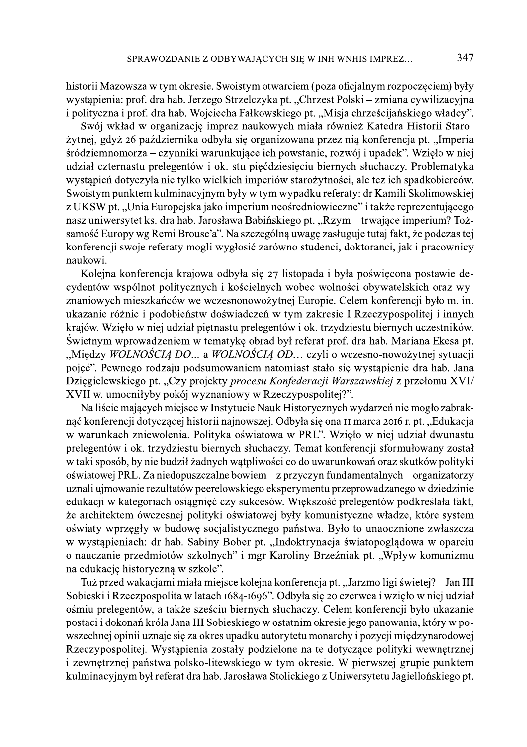historii Mazowsza w tym okresie. Swoistym otwarciem (poza oficjalnym rozpoczęciem) były wystąpienia: prof. dra hab. Jerzego Strzelczyka pt. „Chrzest Polski – zmiana cywilizacyjna i polityczna i prof. dra hab. Wojciecha Fałkowskiego pt. „Misja chrześcijańskiego władcy".

Swój wkład w organizację imprez naukowych miała również Katedra Historii Starożytnej, gdyż 26 października odbyła się organizowana przez nią konferencja pt. „Imperia śródziemnomorza – czynniki warunkujące ich powstanie, rozwój i upadek". Wzięło w niej udział czternastu prelegentów i ok. stu pięćdziesięciu biernych słuchaczy. Problematyka wystąpień dotyczyła nie tylko wielkich imperiów starożytności, ale tez ich spadkobierców. Swoistym punktem kulminacyjnym były w tym wypadku referaty: dr Kamili Skolimowskiej z UKSW pt. „Unia Europejska jako imperium neośredniowieczne" i także reprezentującego nasz uniwersytet ks. dra hab. Jarosława Babińskiego pt. „Rzym – trwające imperium? Tożsamość Europy wg Remi Brouse'a". Na szczególną uwagę zasługuje tutaj fakt, że podczas tej konferencji swoje referaty mogli wygłosić zarówno studenci, doktoranci, jak i pracownicy naukowi.

Kolejna konferencja krajowa odbyła się 27 listopada i była poświęcona postawie decydentów wspólnot politycznych i kościelnych wobec wolności obywatelskich oraz wyznaniowych mieszkańców we wczesnonowożytnej Europie. Celem konferencji było m. in. ukazanie różnic i podobieństw doświadczeń w tym zakresie I Rzeczypospolitej i innych krajów. Wzięło w niej udział piętnastu prelegentów i ok. trzydziestu biernych uczestników. Świetnym wprowadzeniem w tematykę obrad był referat prof. dra hab. Mariana Ekesa pt. „Między *WOLNOŚCIĄ DO...* a *WOLNOŚCIĄ OD...* czyli o wczesno-nowożytnej sytuacji pojęć". Pewnego rodzaju podsumowaniem natomiast stało się wystąpienie dra hab. Jana Dzięgielewskiego pt. „Czy projekty *procesu Konfederacji Warszawskiej* z przełomu XVI/XVII w. umocniłyby pokój wyznaniowy w Rzeczypospolitej?".

Na liście mających miejsce w Instytucie Nauk Historycznych wydarzeń nie mogło zabraknąć konferencji dotyczącej historii najnowszej. Odbyła się ona 11 marca 2016 r. pt. „Edukacja w warunkach zniewolenia. Polityka oświatowa w PRL". Wzięło w niej udział dwunastu prelegentów i ok. trzydziestu biernych słuchaczy. Temat konferencji sformułowany został w taki sposób, by nie budził żadnych wątpliwości co do uwarunkowań oraz skutków polityki oświatowej PRL. Za niedopuszczalne bowiem – z przyczyn fundamentalnych – organizatorzy uznali ujmowanie rezultatów peerelowskiego eksperymentu przeprowadzanego w dziedzinie edukacji w kategoriach osiągnięć czy sukcesów. Większość prelegentów podkreślała fakt, że architektem ówczesnej polityki oświatowej były komunistyczne władze, które system oświaty wprzęgły w budowę socjalistycznego państwa. Było to unaocznione zwłaszcza w wystąpieniach: dr hab. Sabiny Bober pt. „Indoktrynacja światopoglądowa w oparciu o nauczanie przedmiotów szkolnych" i mgr Karoliny Brzeźniak pt. „Wpływ komunizmu na edukację historyczną w szkole".

Tuż przed wakacjami miała miejsce kolejna konferencja pt. „Jarzmo ligi świetej? – Jan III Sobieski i Rzeczpospolita w latach 1684-1696". Odbyła się 20 czerwca i wzięło w niej udział ośmiu prelegentów, a także sześciu biernych słuchaczy. Celem konferencji było ukazanie postaci i dokonań króla Jana III Sobieskiego w ostatnim okresie jego panowania, który w powszechnej opinii uznaje się za okres upadku autorytetu monarchy i pozycji międzynarodowej Rzeczypospolitej. Wystąpienia zostały podzielone na te dotyczące polityki wewnętrznej i zewnętrznej państwa polsko-litewskiego w tym okresie. W pierwszej grupie punktem kulminacyjnym był referat dra hab. Jarosława Stolickiego z Uniwersytetu Jagiellońskiego pt.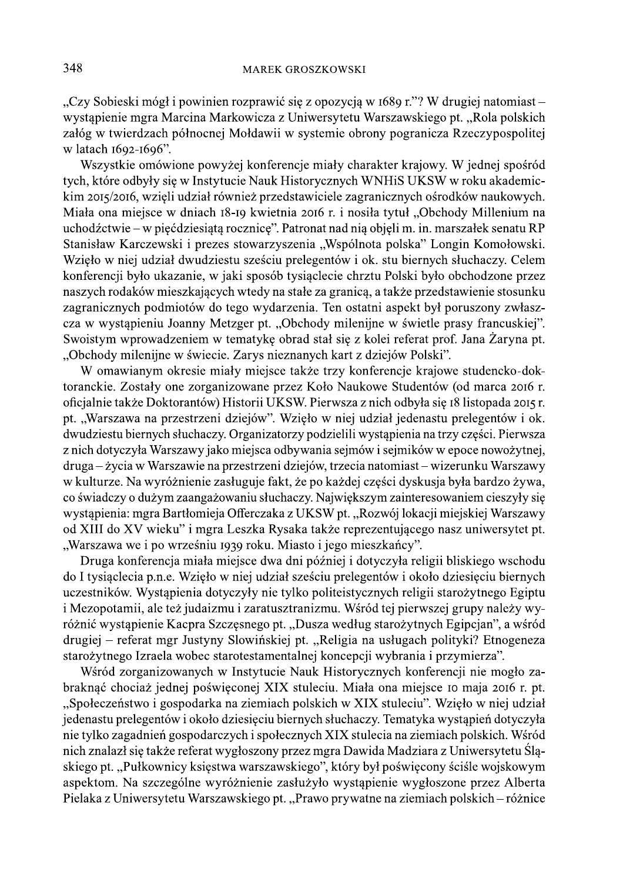„Czy Sobieski mógł i powinien rozprawić się z opozycją w 1689 r."? W drugiej natomiast – wystąpienie mgra Marcina Markowicza z Uniwersytetu Warszawskiego pt. „Rola polskich załóg w twierdzach północnej Mołdawii w systemie obrony pogranicza Rzeczypospolitej w latach 1692-1696".

Wszystkie omówione powyżej konferencje miały charakter krajowy. W jednej spośród tych, które odbyły się w Instytucie Nauk Historycznych WNHiS UKSW w roku akademickim 2015/2016, wzięli udział również przedstawiciele zagranicznych ośrodków naukowych. Miała ona miejsce w dniach 18-19 kwietnia 2016 r. i nosiła tytuł „Obchody Millenium na uchodźctwie – w pięćdziesiątą rocznicę". Patronat nad nią objęli m. in. marszałek senatu RP Stanisław Karczewski i prezes stowarzyszenia „Wspólnota polska" Longin Komołowski. Wzięło w niej udział dwudziestu sześciu prelegentów i ok. stu biernych słuchaczy. Celem konferencji było ukazanie, w jaki sposób tysiąclecie chrztu Polski było obchodzone przez naszych rodaków mieszkających wtedy na stałe za granicą, a także przedstawienie stosunku zagranicznych podmiotów do tego wydarzenia. Ten ostatni aspekt był poruszony zwłaszcza w wystąpieniu Joanny Metzger pt. „Obchody milenijne w świetle prasy francuskiej". Swoistym wprowadzeniem w tematykę obrad stał się z kolei referat prof. Jana Żaryna pt. „Obchody milenijne w świecie. Zarys nieznanych kart z dziejów Polski".

W omawianym okresie miały miejsce także trzy konferencje krajowe studencko-doktoranckie. Zostały one zorganizowane przez Koło Naukowe Studentów (od marca 2016 r. oficjalnie także Doktorantów) Historii UKSW. Pierwsza z nich odbyła się 18 listopada 2015 r. pt. „Warszawa na przestrzeni dziejów". Wzięło w niej udział jedenastu prelegentów i ok. dwudziestu biernych słuchaczy. Organizatorzy podzielili wystąpienia na trzy części. Pierwsza z nich dotyczyła Warszawy jako miejsca odbywania sejmów i sejmików w epoce nowożytnej, druga – życia w Warszawie na przestrzeni dziejów, trzecia natomiast – wizerunku Warszawy w kulturze. Na wyróżnienie zasługuje fakt, że po każdej części dyskusja była bardzo żywa, co świadczy o dużym zaangażowaniu słuchaczy. Największym zainteresowaniem cieszyły się wystąpienia: mgra Bartłomieja Offerczaka z UKSW pt. „Rozwój lokacji miejskiej Warszawy od XIII do XV wieku" i mgra Leszka Rysaka także reprezentującego nasz uniwersytet pt. „Warszawa we i po wrześniu 1939 roku. Miasto i jego mieszkańcy".

Druga konferencja miała miejsce dwa dni później i dotyczyła religii bliskiego wschodu do I tysiąclecia p.n.e. Wzięło w niej udział sześciu prelegentów i około dziesięciu biernych uczestników. Wystąpienia dotyczyły nie tylko politeistycznych religii starożytnego Egiptu i Mezopotamii, ale też judaizmu i zaratusztranizmu. Wśród tej pierwszej grupy należy wyróżnić wystąpienie Kacpra Szczęsnego pt. „Dusza według starożytnych Egipcjan", a wśród drugiej – referat mgr Justyny Slowińskiej pt. „Religia na usługach polityki? Etnogeneza starożytnego Izraela wobec starotestamentalnej koncepcji wybrania i przymierza".

Wśród zorganizowanych w Instytucie Nauk Historycznych konferencji nie mogło zabraknąć chociaż jednej poświęconej XIX stuleciu. Miała ona miejsce 10 maja 2016 r. pt. „Społeczeństwo i gospodarka na ziemiach polskich w XIX stuleciu". Wzięło w niej udział jedenastu prelegentów i około dziesięciu biernych słuchaczy. Tematyka wystąpień dotyczyła nie tylko zagadnień gospodarczych i społecznych XIX stulecia na ziemiach polskich. Wśród nich znalazł się także referat wygłoszony przez mgra Dawida Madziara z Uniwersytetu Śląskiego pt. „Pułkownicy księstwa warszawskiego", który był poświęcony ściśle wojskowym aspektom. Na szczególne wyróżnienie zasłużyło wystąpienie wygłoszone przez Alberta Pielaka z Uniwersytetu Warszawskiego pt. „Prawo prywatne na ziemiach polskich – różnice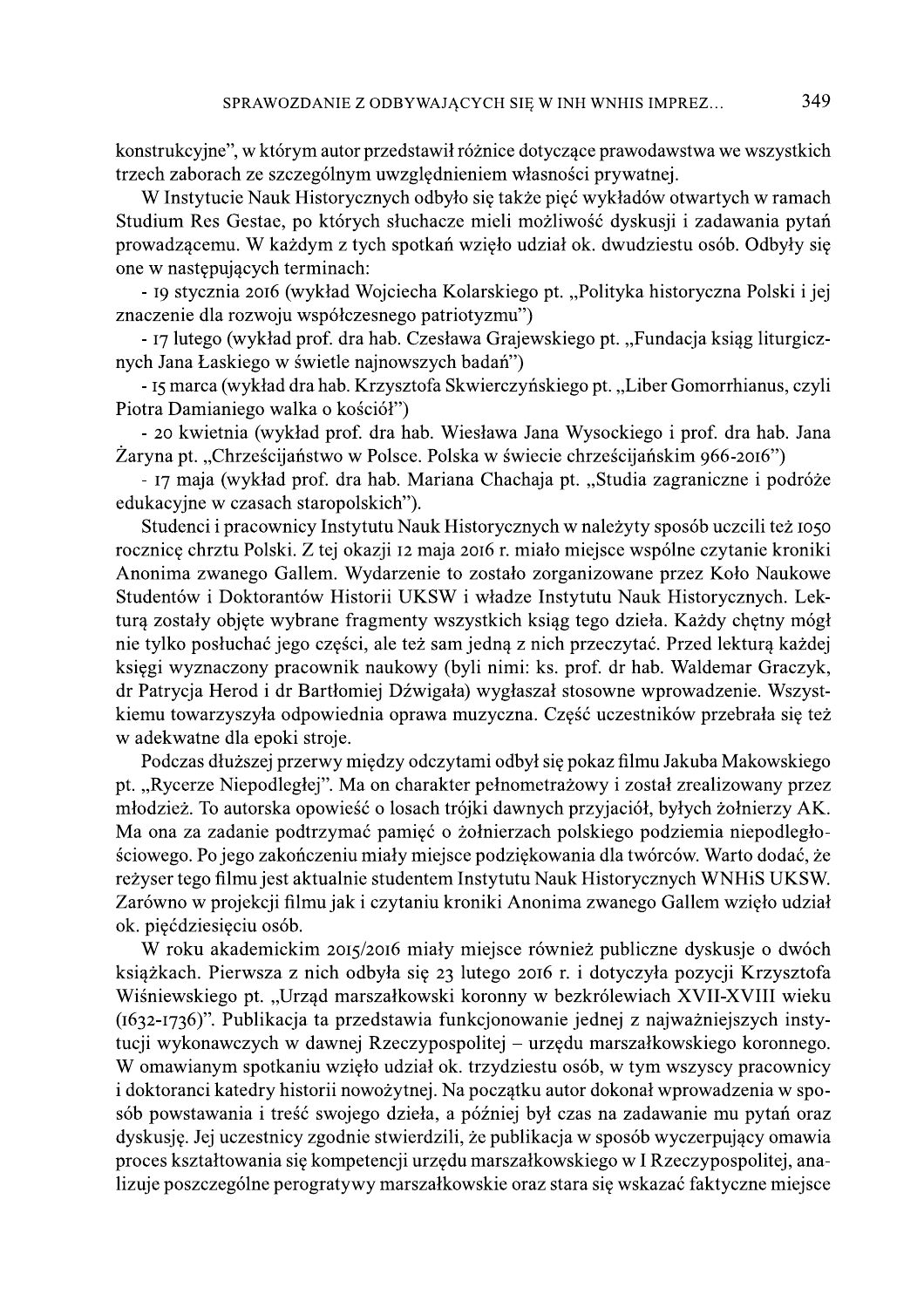konstrukcyjne", w którym autor przedstawił różnice dotyczące prawodawstwa we wszystkich trzech zaborach ze szczególnym uwzględnieniem własności prywatnej.

W Instytucie Nauk Historycznych odbyło się także pięć wykładów otwartych w ramach Studium Res Gestae, po których słuchacze mieli możliwość dyskusji i zadawania pytań prowadzącemu. W każdym z tych spotkań wzięło udział ok. dwudziestu osób. Odbyły się one w następujących terminach:

- 19 stycznia 2016 (wykład Wojciecha Kolarskiego pt. „Polityka historyczna Polski i jej znaczenie dla rozwoju współczesnego patriotyzmu")
- 17 lutego (wykład prof. dra hab. Czesława Grajewskiego pt. „Fundacja ksiąg liturgicznych Jana Łaskiego w świetle najnowszych badań")
- 15 marca (wykład dra hab. Krzysztofa Skwierczyńskiego pt. „Liber Gomorrhianus, czyli Piotra Damianiego walka o kościół")
- 20 kwietnia (wykład prof. dra hab. Wiesława Jana Wysockiego i prof. dra hab. Jana Żaryna pt. „Chrześcijaństwo w Polsce. Polska w świecie chrześcijańskim 966-2016")
- 17 maja (wykład prof. dra hab. Mariana Chachaja pt. „Studia zagraniczne i podróże edukacyjne w czasach staropolskich").

Studenci i pracownicy Instytutu Nauk Historycznych w należyty sposób uczcili też 1050 rocznicę chrztu Polski. Z tej okazji 12 maja 2016 r. miało miejsce wspólne czytanie kroniki Anonima zwanego Gallem. Wydarzenie to zostało zorganizowane przez Koło Naukowe Studentów i Doktorantów Historii UKSW i władze Instytutu Nauk Historycznych. Lekturą zostały objęte wybrane fragmenty wszystkich ksiąg tego dzieła. Każdy chętny mógł nie tylko posłuchać jego części, ale też sam jedną z nich przeczytać. Przed lekturą każdej księgi wyznaczony pracownik naukowy (byli nimi: ks. prof. dr hab. Waldemar Graczyk, dr Patrycja Herod i dr Bartłomiej Dźwigała) wygłaszał stosowne wprowadzenie. Wszystkiemu towarzyszyła odpowiednia oprawa muzyczna. Część uczestników przebrała się też w adekwatne dla epoki stroje.

Podczas dłuższej przerwy między odczytami odbył się pokaz filmu Jakuba Makowskiego pt. „Rycerze Niepodległej". Ma on charakter pełnometrażowy i został zrealizowany przez młodzież. To autorska opowieść o losach trójki dawnych przyjaciół, byłych żołnierzy AK. Ma ona za zadanie podtrzymać pamięć o żołnierzach polskiego podziemia niepodległościowego. Po jego zakończeniu miały miejsce podziękowania dla twórców. Warto dodać, że reżyser tego filmu jest aktualnie studentem Instytutu Nauk Historycznych WNHiS UKSW. Zarówno w projekcji filmu jak i czytaniu kroniki Anonima zwanego Gallem wzięło udział ok. pięćdziesięciu osób.

W roku akademickim 2015/2016 miały miejsce również publiczne dyskusje o dwóch książkach. Pierwsza z nich odbyła się 23 lutego 2016 r. i dotyczyła pozycji Krzysztofa Wiśniewskiego pt. „Urząd marszałkowski koronny w bezkrólewiach XVII-XVIII wieku (1632-1736)". Publikacja ta przedstawia funkcjonowanie jednej z najważniejszych instytucji wykonawczych w dawnej Rzeczypospolitej – urzędu marszałkowskiego koronnego. W omawianym spotkaniu wzięło udział ok. trzydziestu osób, w tym wszyscy pracownicy i doktoranci katedry historii nowożytnej. Na początku autor dokonał wprowadzenia w sposób powstawania i treść swojego dzieła, a później był czas na zadawanie mu pytań oraz dyskusję. Jej uczestnicy zgodnie stwierdzili, że publikacja w sposób wyczerpujący omawia proces kształtowania się kompetencji urzędu marszałkowskiego w I Rzeczypospolitej, analizuje poszczególne perogratywy marszałkowskie oraz stara się wskazać faktyczne miejsce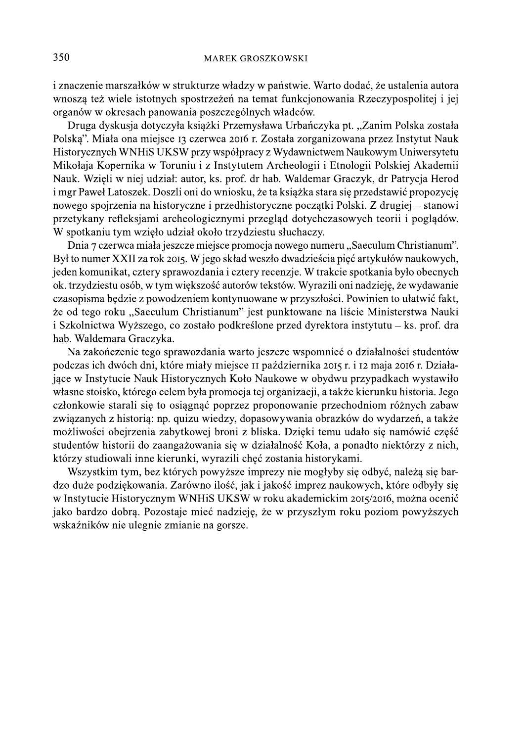i znaczenie marszałków w strukturze władzy w państwie. Warto dodać, że ustalenia autora wnoszą też wiele istotnych spostrzeżeń na temat funkcjonowania Rzeczypospolitej i jej organów w okresach panowania poszczególnych władców.

Druga dyskusja dotyczyła książki Przemysława Urbańczyka pt. „Zanim Polska została Polską". Miała ona miejsce 13 czerwca 2016 r. Została zorganizowana przez Instytut Nauk Historycznych WNHiS UKSW przy współpracy z Wydawnictwem Naukowym Uniwersytetu Mikołaja Kopernika w Toruniu i z Instytutem Archeologii i Etnologii Polskiej Akademii Nauk. Wzięli w niej udział: autor, ks. prof. dr hab. Waldemar Graczyk, dr Patrycja Herod i mgr Paweł Latoszek. Doszli oni do wniosku, że ta książka stara się przedstawić propozycję nowego spojrzenia na historyczne i przedhistoryczne początki Polski. Z drugiej – stanowi przetykany refleksjami archeologicznymi przegląd dotychczasowych teorii i poglądów. W spotkaniu tym wzięło udział około trzydziestu słuchaczy.

Dnia 7 czerwca miała jeszcze miejsce promocja nowego numeru „Saeculum Christianum". Był to numer XXII za rok 2015. W jego skład weszło dwadzieścia pięć artykułów naukowych, jeden komunikat, cztery sprawozdania i cztery recenzje. W trakcie spotkania było obecnych ok. trzydziestu osób, w tym większość autorów tekstów. Wyrazili oni nadzieję, że wydawanie czasopisma będzie z powodzeniem kontynuowane w przyszłości. Powinien to ułatwić fakt, że od tego roku „Saeculum Christianum" jest punktowane na liście Ministerstwa Nauki i Szkolnictwa Wyższego, co zostało podkreślone przed dyrektora instytutu – ks. prof. dra hab. Waldemara Graczyka.

Na zakończenie tego sprawozdania warto jeszcze wspomnieć o działalności studentów podczas ich dwóch dni, które miały miejsce 11 października 2015 r. i 12 maja 2016 r. Działające w Instytucie Nauk Historycznych Koło Naukowe w obydwu przypadkach wystawiło własne stoisko, którego celem była promocja tej organizacji, a także kierunku historia. Jego członkowie starali się to osiągnąć poprzez proponowanie przechodniom różnych zabaw związanych z historią: np. quizu wiedzy, dopasowywania obrazków do wydarzeń, a także możliwości obejrzenia zabytkowej broni z bliska. Dzięki temu udało się namówić część studentów historii do zaangażowania się w działalność Koła, a ponadto niektórzy z nich, którzy studiowali inne kierunki, wyrazili chęć zostania historykami.

Wszystkim tym, bez których powyższe imprezy nie mogłyby się odbyć, należą się bardzo duże podziękowania. Zarówno ilość, jak i jakość imprez naukowych, które odbyły się w Instytucie Historycznym WNHiS UKSW w roku akademickim 2015/2016, można ocenić jako bardzo dobrą. Pozostaje mieć nadzieję, że w przyszłym roku poziom powyższych wskaźników nie ulegnie zmianie na gorsze.